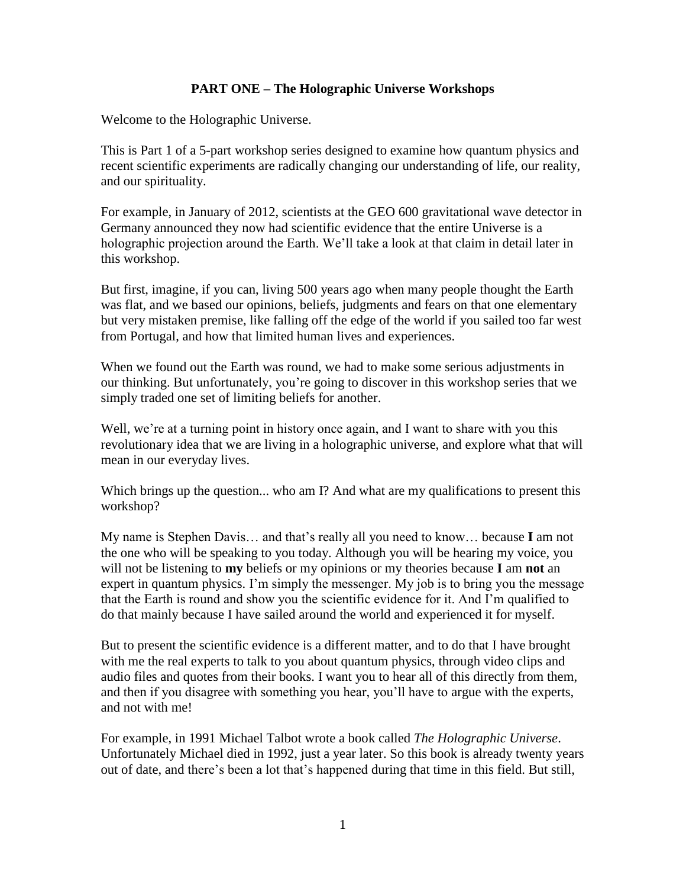# PART ONE – The Holographic Universe Workshops

Welcome to the Holographic Universe.

This is Part 1 of a 5-part workshop series designed to examine how quantum physics and recent scientific experiments are radically changing our understanding of life, our reality, and our spirituality.

For example, in January of 2012, scientists at the GEO 600 gravitational wave detector in Germany announced they now had scientific evidence that the entire Universe is a holographic projection around the Earth. We'll take a look at that claim in detail later in this workshop.

But first, imagine, if you can, living 500 years ago when many people thought the Earth was flat, and we based our opinions, beliefs, judgments and fears on that one elementary but very mistaken premise, like falling off the edge of the world if you sailed too far west from Portugal, and how that limited human lives and experiences.

When we found out the Earth was round, we had to make some serious adjustments in our thinking. But unfortunately, you're going to discover in this workshop series that we simply traded one set of limiting beliefs for another.

Well, we're at a turning point in history once again, and I want to share with you this revolutionary idea that we are living in a holographic universe, and explore what that will mean in our everyday lives.

Which brings up the question... who am I? And what are my qualifications to present this workshop?

My name is Stephen Davis… and that's really all you need to know… because **I** am not the one who will be speaking to you today. Although you will be hearing my voice, you will not be listening to **my** beliefs or my opinions or my theories because **I** am **not** an expert in quantum physics. I'm simply the messenger. My job is to bring you the message that the Earth is round and show you the scientific evidence for it. And I'm qualified to do that mainly because I have sailed around the world and experienced it for myself.

But to present the scientific evidence is a different matter, and to do that I have brought with me the real experts to talk to you about quantum physics, through video clips and audio files and quotes from their books. I want you to hear all of this directly from them, and then if you disagree with something you hear, you'll have to argue with the experts, and not with me!

For example, in 1991 Michael Talbot wrote a book called *The Holographic Universe*. Unfortunately Michael died in 1992, just a year later. So this book is already twenty years out of date, and there's been a lot that's happened during that time in this field. But still,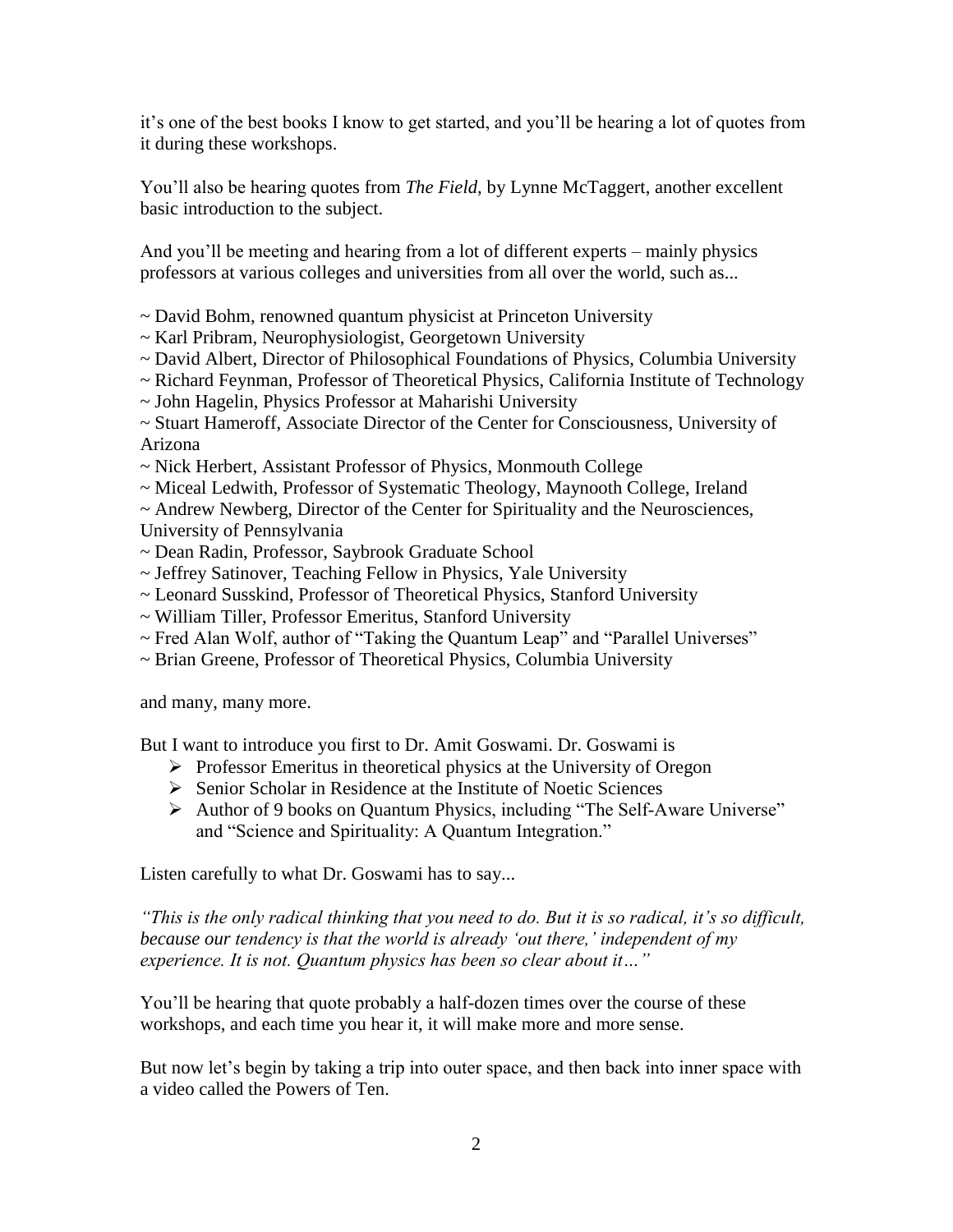it's one of the best books I know to get started, and you'll be hearing a lot of quotes from it during these workshops.

You'll also be hearing quotes from *The Field*, by Lynne McTaggert, another excellent basic introduction to the subject.

And you'll be meeting and hearing from a lot of different experts – mainly physics professors at various colleges and universities from all over the world, such as...

~ David Bohm, renowned quantum physicist at Princeton University
~ Karl Pribram, Neurophysiologist, Georgetown University
~ David Albert, Director of Philosophical Foundations of Physics, Columbia University
~ Richard Feynman, Professor of Theoretical Physics, California Institute of Technology
~ John Hagelin, Physics Professor at Maharishi University
~ Stuart Hameroff, Associate Director of the Center for Consciousness, University of Arizona
~ Nick Herbert, Assistant Professor of Physics, Monmouth College
~ Miceal Ledwith, Professor of Systematic Theology, Maynooth College, Ireland
~ Andrew Newberg, Director of the Center for Spirituality and the Neurosciences, University of Pennsylvania
~ Dean Radin, Professor, Saybrook Graduate School
~ Jeffrey Satinover, Teaching Fellow in Physics, Yale University
~ Leonard Susskind, Professor of Theoretical Physics, Stanford University
~ William Tiller, Professor Emeritus, Stanford University
~ Fred Alan Wolf, author of "Taking the Quantum Leap" and "Parallel Universes"
~ Brian Greene, Professor of Theoretical Physics, Columbia University

and many, many more.

But I want to introduce you first to Dr. Amit Goswami. Dr. Goswami is

- Professor Emeritus in theoretical physics at the University of Oregon
- Senior Scholar in Residence at the Institute of Noetic Sciences
- Author of 9 books on Quantum Physics, including "The Self-Aware Universe" and "Science and Spirituality: A Quantum Integration."

Listen carefully to what Dr. Goswami has to say...

*"This is the only radical thinking that you need to do. But it is so radical, it's so difficult, because our tendency is that the world is already 'out there,' independent of my experience. It is not. Quantum physics has been so clear about it…"*

You'll be hearing that quote probably a half-dozen times over the course of these workshops, and each time you hear it, it will make more and more sense.

But now let's begin by taking a trip into outer space, and then back into inner space with a video called the Powers of Ten.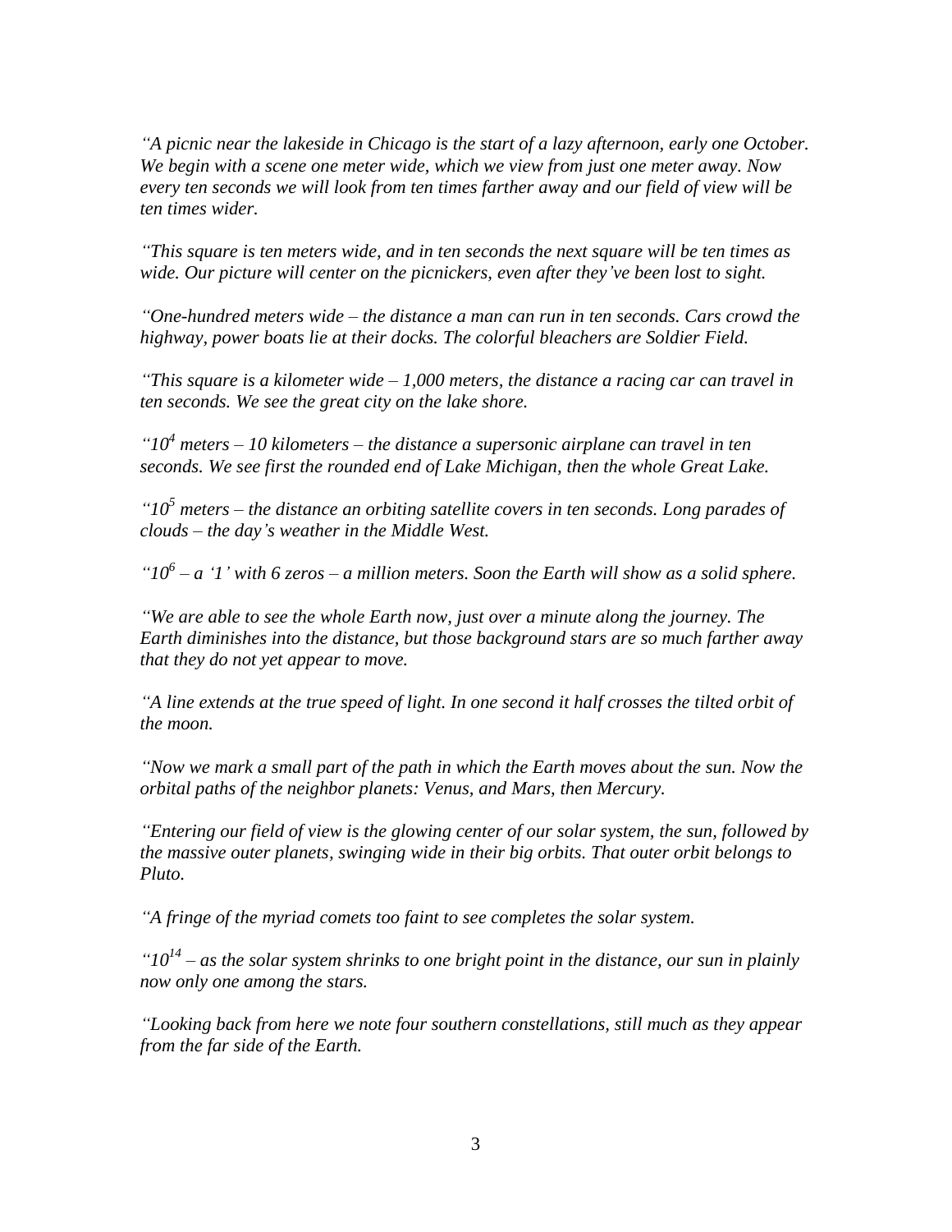*"A picnic near the lakeside in Chicago is the start of a lazy afternoon, early one October. We begin with a scene one meter wide, which we view from just one meter away. Now every ten seconds we will look from ten times farther away and our field of view will be ten times wider.*

*"This square is ten meters wide, and in ten seconds the next square will be ten times as wide. Our picture will center on the picnickers, even after they've been lost to sight.*

*"One-hundred meters wide – the distance a man can run in ten seconds. Cars crowd the highway, power boats lie at their docks. The colorful bleachers are Soldier Field.*

*"This square is a kilometer wide – 1,000 meters, the distance a racing car can travel in ten seconds. We see the great city on the lake shore.*

*"$10^4$ meters – 10 kilometers – the distance a supersonic airplane can travel in ten seconds. We see first the rounded end of Lake Michigan, then the whole Great Lake.*

*"$10^5$ meters – the distance an orbiting satellite covers in ten seconds. Long parades of clouds – the day's weather in the Middle West.*

*"$10^6$ – a '1' with 6 zeros – a million meters. Soon the Earth will show as a solid sphere.*

*"We are able to see the whole Earth now, just over a minute along the journey. The Earth diminishes into the distance, but those background stars are so much farther away that they do not yet appear to move.*

*"A line extends at the true speed of light. In one second it half crosses the tilted orbit of the moon.*

*"Now we mark a small part of the path in which the Earth moves about the sun. Now the orbital paths of the neighbor planets: Venus, and Mars, then Mercury.*

*"Entering our field of view is the glowing center of our solar system, the sun, followed by the massive outer planets, swinging wide in their big orbits. That outer orbit belongs to Pluto.*

*"A fringe of the myriad comets too faint to see completes the solar system.*

*"$10^{14}$ – as the solar system shrinks to one bright point in the distance, our sun in plainly now only one among the stars.*

*"Looking back from here we note four southern constellations, still much as they appear from the far side of the Earth.*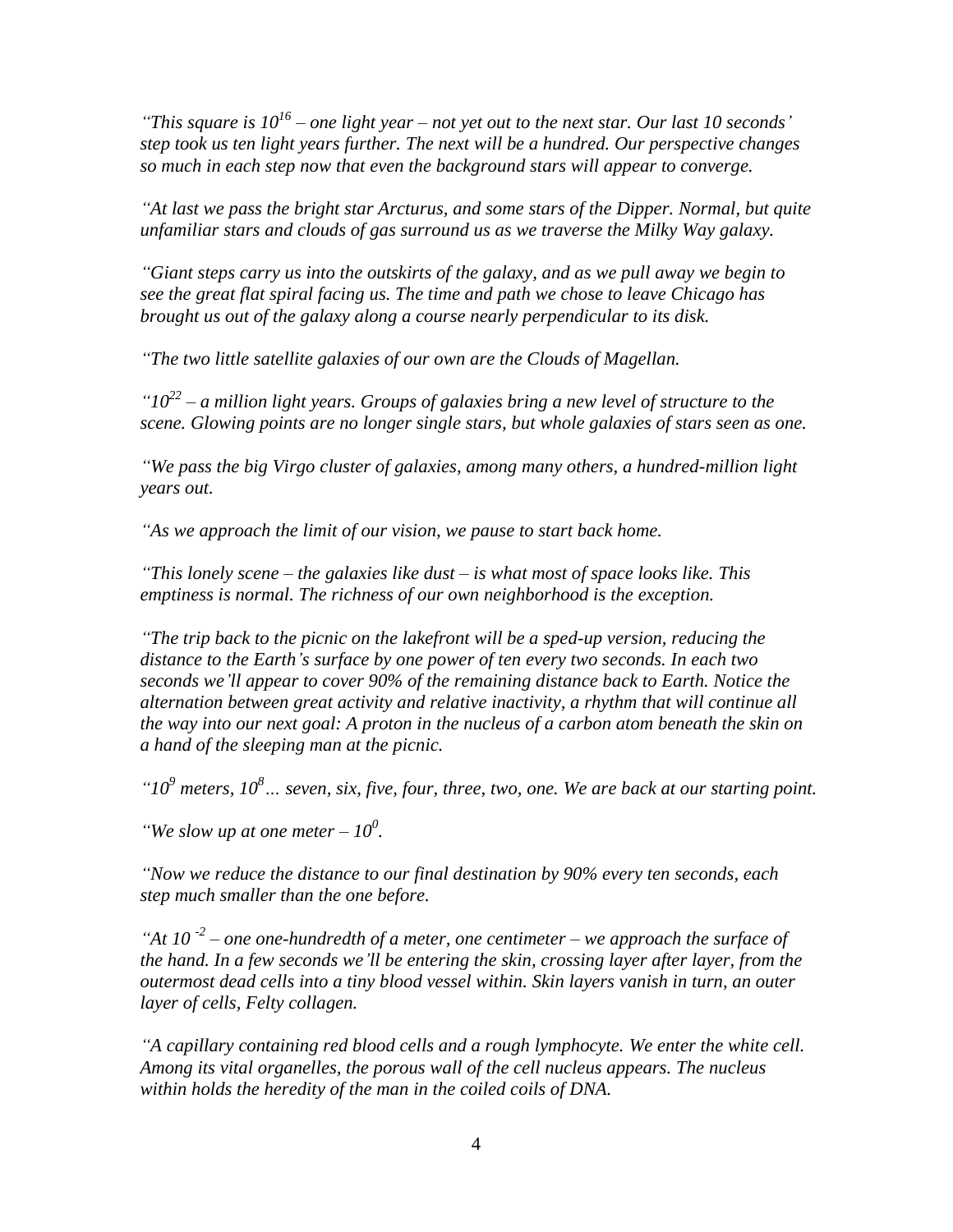*"This square is $10^{16}$ – one light year – not yet out to the next star. Our last 10 seconds' step took us ten light years further. The next will be a hundred. Our perspective changes so much in each step now that even the background stars will appear to converge.*

*"At last we pass the bright star Arcturus, and some stars of the Dipper. Normal, but quite unfamiliar stars and clouds of gas surround us as we traverse the Milky Way galaxy.*

*"Giant steps carry us into the outskirts of the galaxy, and as we pull away we begin to see the great flat spiral facing us. The time and path we chose to leave Chicago has brought us out of the galaxy along a course nearly perpendicular to its disk.*

*"The two little satellite galaxies of our own are the Clouds of Magellan.*

*"$10^{22}$ – a million light years. Groups of galaxies bring a new level of structure to the scene. Glowing points are no longer single stars, but whole galaxies of stars seen as one.*

*"We pass the big Virgo cluster of galaxies, among many others, a hundred-million light years out.*

*"As we approach the limit of our vision, we pause to start back home.*

*"This lonely scene – the galaxies like dust – is what most of space looks like. This emptiness is normal. The richness of our own neighborhood is the exception.*

*"The trip back to the picnic on the lakefront will be a sped-up version, reducing the distance to the Earth's surface by one power of ten every two seconds. In each two seconds we'll appear to cover 90% of the remaining distance back to Earth. Notice the alternation between great activity and relative inactivity, a rhythm that will continue all the way into our next goal: A proton in the nucleus of a carbon atom beneath the skin on a hand of the sleeping man at the picnic.*

*"$10^{9}$ meters, $10^{8}$… seven, six, five, four, three, two, one. We are back at our starting point.*

*"We slow up at one meter – $10^{0}$.*

*"Now we reduce the distance to our final destination by 90% every ten seconds, each step much smaller than the one before.*

*"At $10^{-2}$ – one one-hundredth of a meter, one centimeter – we approach the surface of the hand. In a few seconds we'll be entering the skin, crossing layer after layer, from the outermost dead cells into a tiny blood vessel within. Skin layers vanish in turn, an outer layer of cells, Felty collagen.*

*"A capillary containing red blood cells and a rough lymphocyte. We enter the white cell. Among its vital organelles, the porous wall of the cell nucleus appears. The nucleus within holds the heredity of the man in the coiled coils of DNA.*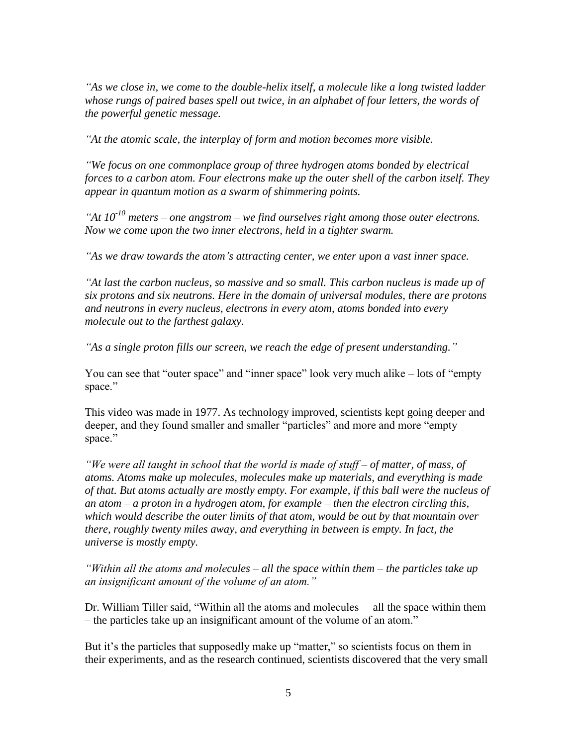*"As we close in, we come to the double-helix itself, a molecule like a long twisted ladder whose rungs of paired bases spell out twice, in an alphabet of four letters, the words of the powerful genetic message.*

*"At the atomic scale, the interplay of form and motion becomes more visible.*

*"We focus on one commonplace group of three hydrogen atoms bonded by electrical forces to a carbon atom. Four electrons make up the outer shell of the carbon itself. They appear in quantum motion as a swarm of shimmering points.*

*"At $10^{-10}$ meters – one angstrom – we find ourselves right among those outer electrons. Now we come upon the two inner electrons, held in a tighter swarm.*

*"As we draw towards the atom's attracting center, we enter upon a vast inner space.*

*"At last the carbon nucleus, so massive and so small. This carbon nucleus is made up of six protons and six neutrons. Here in the domain of universal modules, there are protons and neutrons in every nucleus, electrons in every atom, atoms bonded into every molecule out to the farthest galaxy.*

*"As a single proton fills our screen, we reach the edge of present understanding."*

You can see that "outer space" and "inner space" look very much alike – lots of "empty space."

This video was made in 1977. As technology improved, scientists kept going deeper and deeper, and they found smaller and smaller "particles" and more and more "empty space."

*"We were all taught in school that the world is made of stuff – of matter, of mass, of atoms. Atoms make up molecules, molecules make up materials, and everything is made of that. But atoms actually are mostly empty. For example, if this ball were the nucleus of an atom – a proton in a hydrogen atom, for example – then the electron circling this, which would describe the outer limits of that atom, would be out by that mountain over there, roughly twenty miles away, and everything in between is empty. In fact, the universe is mostly empty.*

*"Within all the atoms and molecules – all the space within them – the particles take up an insignificant amount of the volume of an atom."*

Dr. William Tiller said, "Within all the atoms and molecules – all the space within them – the particles take up an insignificant amount of the volume of an atom."

But it's the particles that supposedly make up "matter," so scientists focus on them in their experiments, and as the research continued, scientists discovered that the very small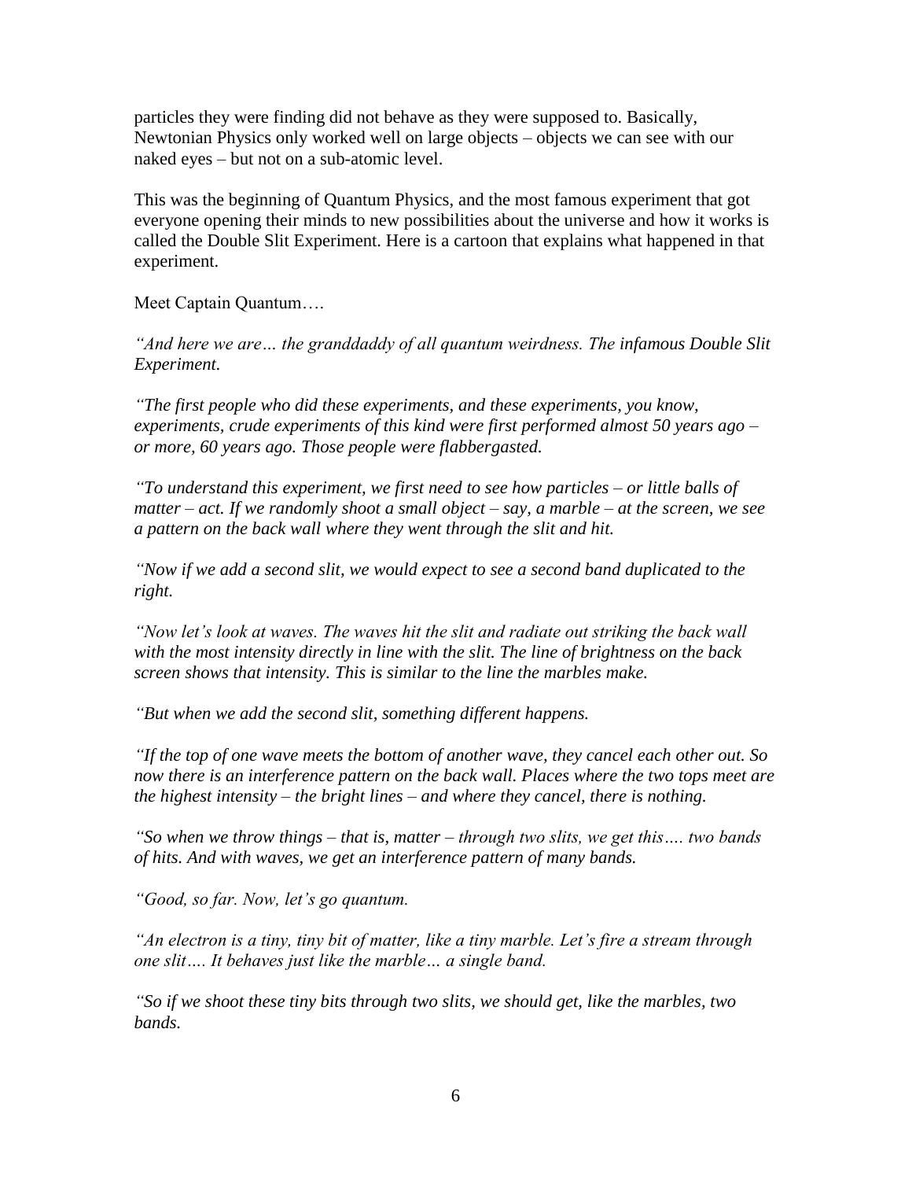particles they were finding did not behave as they were supposed to. Basically, Newtonian Physics only worked well on large objects – objects we can see with our naked eyes – but not on a sub-atomic level.

This was the beginning of Quantum Physics, and the most famous experiment that got everyone opening their minds to new possibilities about the universe and how it works is called the Double Slit Experiment. Here is a cartoon that explains what happened in that experiment.

Meet Captain Quantum….

*"And here we are… the granddaddy of all quantum weirdness. The infamous Double Slit Experiment.*

*"The first people who did these experiments, and these experiments, you know, experiments, crude experiments of this kind were first performed almost 50 years ago – or more, 60 years ago. Those people were flabbergasted.*

*"To understand this experiment, we first need to see how particles – or little balls of matter – act. If we randomly shoot a small object – say, a marble – at the screen, we see a pattern on the back wall where they went through the slit and hit.*

*"Now if we add a second slit, we would expect to see a second band duplicated to the right.*

*"Now let's look at waves. The waves hit the slit and radiate out striking the back wall with the most intensity directly in line with the slit. The line of brightness on the back screen shows that intensity. This is similar to the line the marbles make.*

*"But when we add the second slit, something different happens.*

*"If the top of one wave meets the bottom of another wave, they cancel each other out. So now there is an interference pattern on the back wall. Places where the two tops meet are the highest intensity – the bright lines – and where they cancel, there is nothing.*

*"So when we throw things – that is, matter – through two slits, we get this…. two bands of hits. And with waves, we get an interference pattern of many bands.*

*"Good, so far. Now, let's go quantum.*

*"An electron is a tiny, tiny bit of matter, like a tiny marble. Let's fire a stream through one slit…. It behaves just like the marble… a single band.*

*"So if we shoot these tiny bits through two slits, we should get, like the marbles, two bands.*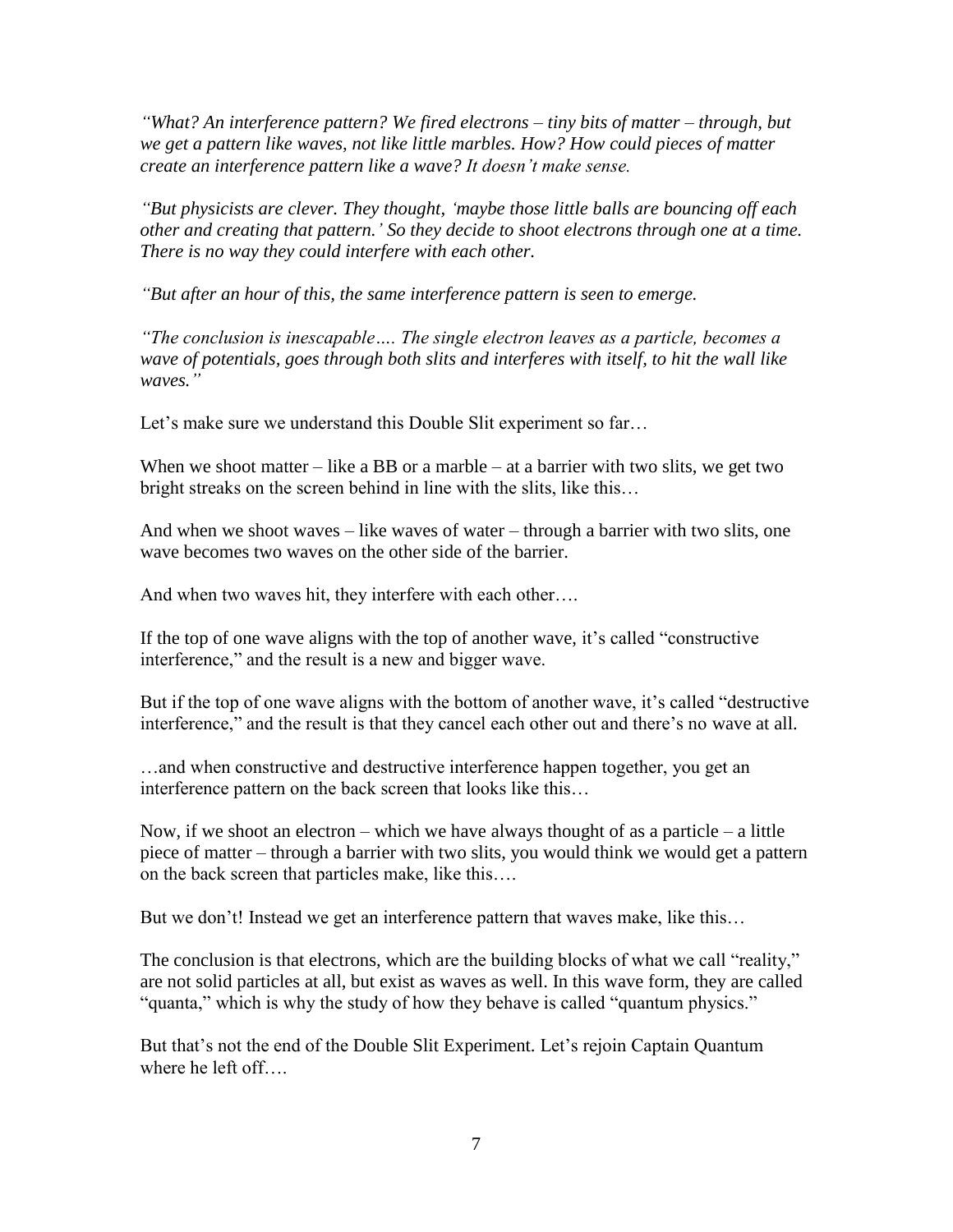*"What? An interference pattern? We fired electrons – tiny bits of matter – through, but we get a pattern like waves, not like little marbles. How? How could pieces of matter create an interference pattern like a wave? It doesn't make sense.*

*"But physicists are clever. They thought, 'maybe those little balls are bouncing off each other and creating that pattern.' So they decide to shoot electrons through one at a time. There is no way they could interfere with each other.*

*"But after an hour of this, the same interference pattern is seen to emerge.*

*"The conclusion is inescapable…. The single electron leaves as a particle, becomes a wave of potentials, goes through both slits and interferes with itself, to hit the wall like waves."*

Let's make sure we understand this Double Slit experiment so far…

When we shoot matter – like a BB or a marble – at a barrier with two slits, we get two bright streaks on the screen behind in line with the slits, like this…

And when we shoot waves – like waves of water – through a barrier with two slits, one wave becomes two waves on the other side of the barrier.

And when two waves hit, they interfere with each other….

If the top of one wave aligns with the top of another wave, it's called "constructive interference," and the result is a new and bigger wave.

But if the top of one wave aligns with the bottom of another wave, it's called "destructive interference," and the result is that they cancel each other out and there's no wave at all.

…and when constructive and destructive interference happen together, you get an interference pattern on the back screen that looks like this…

Now, if we shoot an electron – which we have always thought of as a particle – a little piece of matter – through a barrier with two slits, you would think we would get a pattern on the back screen that particles make, like this….

But we don't! Instead we get an interference pattern that waves make, like this…

The conclusion is that electrons, which are the building blocks of what we call "reality," are not solid particles at all, but exist as waves as well. In this wave form, they are called "quanta," which is why the study of how they behave is called "quantum physics."

But that's not the end of the Double Slit Experiment. Let's rejoin Captain Quantum where he left off….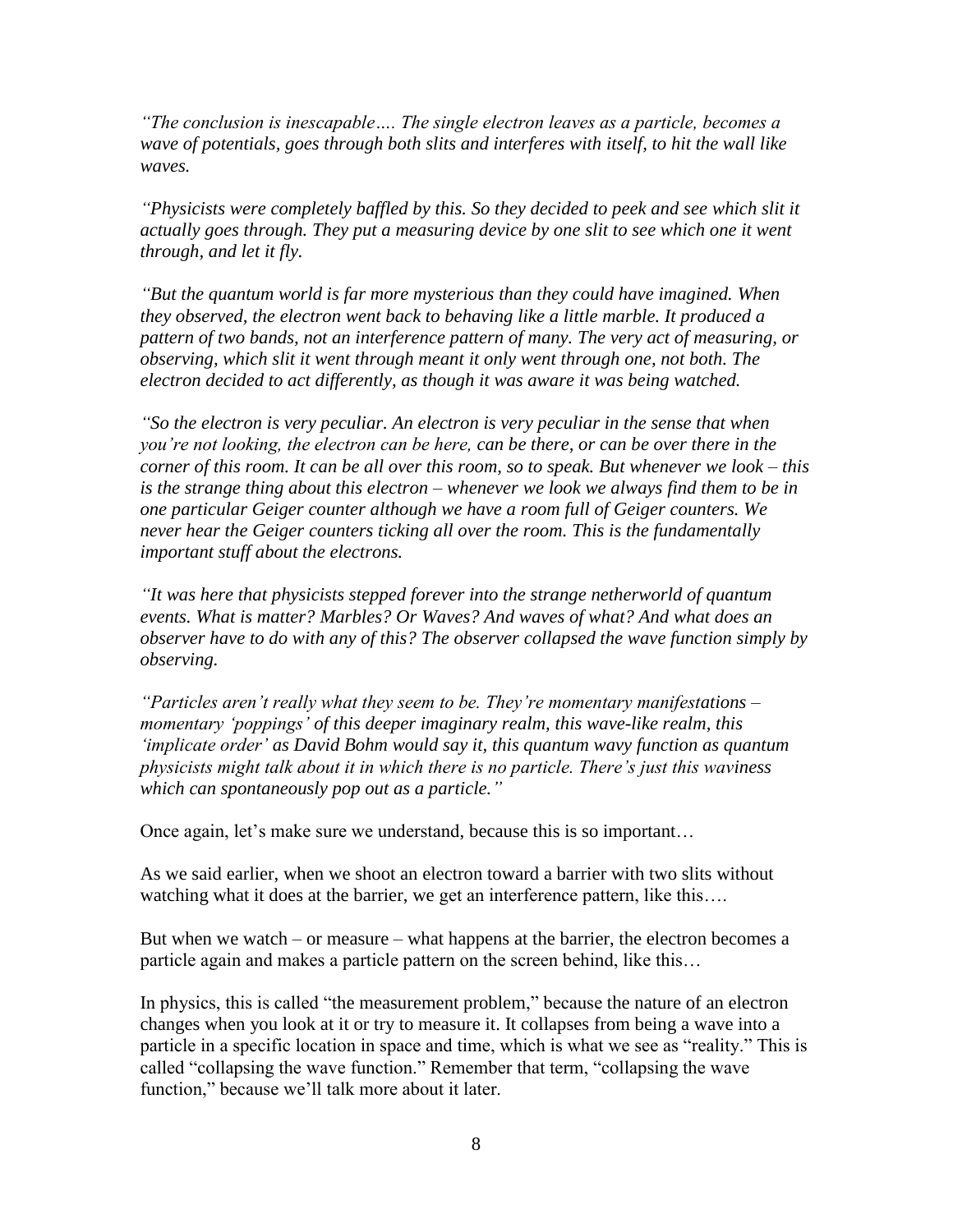*"The conclusion is inescapable…. The single electron leaves as a particle, becomes a wave of potentials, goes through both slits and interferes with itself, to hit the wall like waves.*

*"Physicists were completely baffled by this. So they decided to peek and see which slit it actually goes through. They put a measuring device by one slit to see which one it went through, and let it fly.*

*"But the quantum world is far more mysterious than they could have imagined. When they observed, the electron went back to behaving like a little marble. It produced a pattern of two bands, not an interference pattern of many. The very act of measuring, or observing, which slit it went through meant it only went through one, not both. The electron decided to act differently, as though it was aware it was being watched.*

*"So the electron is very peculiar. An electron is very peculiar in the sense that when you're not looking, the electron can be here, can be there, or can be over there in the corner of this room. It can be all over this room, so to speak. But whenever we look – this is the strange thing about this electron – whenever we look we always find them to be in one particular Geiger counter although we have a room full of Geiger counters. We never hear the Geiger counters ticking all over the room. This is the fundamentally important stuff about the electrons.*

*"It was here that physicists stepped forever into the strange netherworld of quantum events. What is matter? Marbles? Or Waves? And waves of what? And what does an observer have to do with any of this? The observer collapsed the wave function simply by observing.*

*"Particles aren't really what they seem to be. They're momentary manifestations – momentary 'poppings' of this deeper imaginary realm, this wave-like realm, this 'implicate order' as David Bohm would say it, this quantum wavy function as quantum physicists might talk about it in which there is no particle. There's just this waviness which can spontaneously pop out as a particle."*

Once again, let's make sure we understand, because this is so important…

As we said earlier, when we shoot an electron toward a barrier with two slits without watching what it does at the barrier, we get an interference pattern, like this….

But when we watch – or measure – what happens at the barrier, the electron becomes a particle again and makes a particle pattern on the screen behind, like this…

In physics, this is called "the measurement problem," because the nature of an electron changes when you look at it or try to measure it. It collapses from being a wave into a particle in a specific location in space and time, which is what we see as "reality." This is called "collapsing the wave function." Remember that term, "collapsing the wave function," because we'll talk more about it later.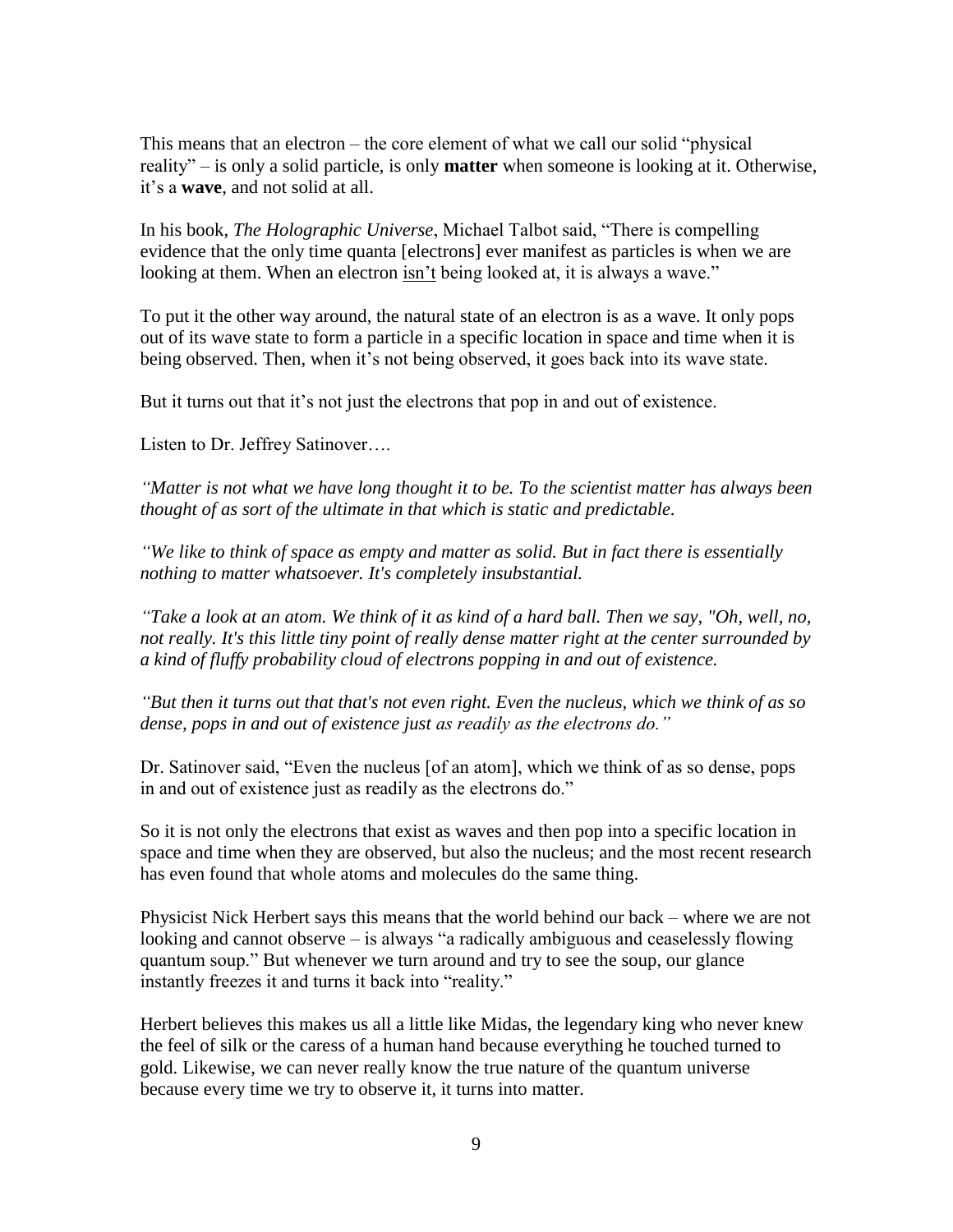This means that an electron – the core element of what we call our solid "physical reality" – is only a solid particle, is only **matter** when someone is looking at it. Otherwise, it's a **wave**, and not solid at all.

In his book, *The Holographic Universe*, Michael Talbot said, "There is compelling evidence that the only time quanta [electrons] ever manifest as particles is when we are looking at them. When an electron <u>isn't</u> being looked at, it is always a wave."

To put it the other way around, the natural state of an electron is as a wave. It only pops out of its wave state to form a particle in a specific location in space and time when it is being observed. Then, when it's not being observed, it goes back into its wave state.

But it turns out that it's not just the electrons that pop in and out of existence.

Listen to Dr. Jeffrey Satinover….

*"Matter is not what we have long thought it to be. To the scientist matter has always been thought of as sort of the ultimate in that which is static and predictable.*

*"We like to think of space as empty and matter as solid. But in fact there is essentially nothing to matter whatsoever. It's completely insubstantial.*

*"Take a look at an atom. We think of it as kind of a hard ball. Then we say, "Oh, well, no, not really. It's this little tiny point of really dense matter right at the center surrounded by a kind of fluffy probability cloud of electrons popping in and out of existence.*

*"But then it turns out that that's not even right. Even the nucleus, which we think of as so dense, pops in and out of existence just as readily as the electrons do."*

Dr. Satinover said, "Even the nucleus [of an atom], which we think of as so dense, pops in and out of existence just as readily as the electrons do."

So it is not only the electrons that exist as waves and then pop into a specific location in space and time when they are observed, but also the nucleus; and the most recent research has even found that whole atoms and molecules do the same thing.

Physicist Nick Herbert says this means that the world behind our back – where we are not looking and cannot observe – is always "a radically ambiguous and ceaselessly flowing quantum soup." But whenever we turn around and try to see the soup, our glance instantly freezes it and turns it back into "reality."

Herbert believes this makes us all a little like Midas, the legendary king who never knew the feel of silk or the caress of a human hand because everything he touched turned to gold. Likewise, we can never really know the true nature of the quantum universe because every time we try to observe it, it turns into matter.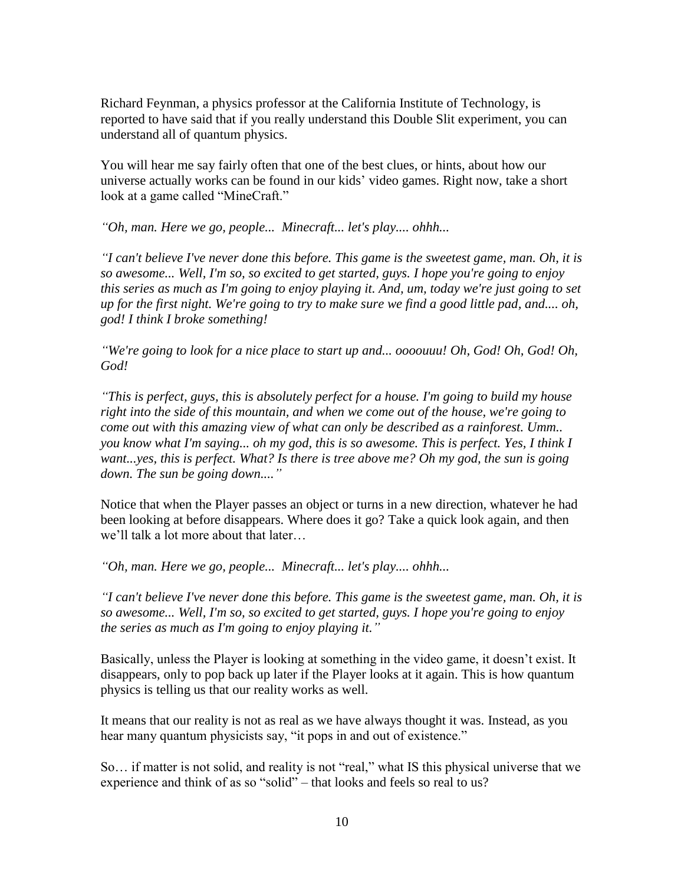Richard Feynman, a physics professor at the California Institute of Technology, is reported to have said that if you really understand this Double Slit experiment, you can understand all of quantum physics.

You will hear me say fairly often that one of the best clues, or hints, about how our universe actually works can be found in our kids' video games. Right now, take a short look at a game called "MineCraft."

*"Oh, man. Here we go, people... Minecraft... let's play.... ohhh...*

*"I can't believe I've never done this before. This game is the sweetest game, man. Oh, it is so awesome... Well, I'm so, so excited to get started, guys. I hope you're going to enjoy this series as much as I'm going to enjoy playing it. And, um, today we're just going to set up for the first night. We're going to try to make sure we find a good little pad, and.... oh, god! I think I broke something!*

*"We're going to look for a nice place to start up and... oooouuu! Oh, God! Oh, God! Oh, God!*

*"This is perfect, guys, this is absolutely perfect for a house. I'm going to build my house right into the side of this mountain, and when we come out of the house, we're going to come out with this amazing view of what can only be described as a rainforest. Umm.. you know what I'm saying... oh my god, this is so awesome. This is perfect. Yes, I think I want...yes, this is perfect. What? Is there is tree above me? Oh my god, the sun is going down. The sun be going down...."*

Notice that when the Player passes an object or turns in a new direction, whatever he had been looking at before disappears. Where does it go? Take a quick look again, and then we'll talk a lot more about that later…

*"Oh, man. Here we go, people... Minecraft... let's play.... ohhh...*

*"I can't believe I've never done this before. This game is the sweetest game, man. Oh, it is so awesome... Well, I'm so, so excited to get started, guys. I hope you're going to enjoy the series as much as I'm going to enjoy playing it."*

Basically, unless the Player is looking at something in the video game, it doesn't exist. It disappears, only to pop back up later if the Player looks at it again. This is how quantum physics is telling us that our reality works as well.

It means that our reality is not as real as we have always thought it was. Instead, as you hear many quantum physicists say, "it pops in and out of existence."

So… if matter is not solid, and reality is not "real," what IS this physical universe that we experience and think of as so "solid" – that looks and feels so real to us?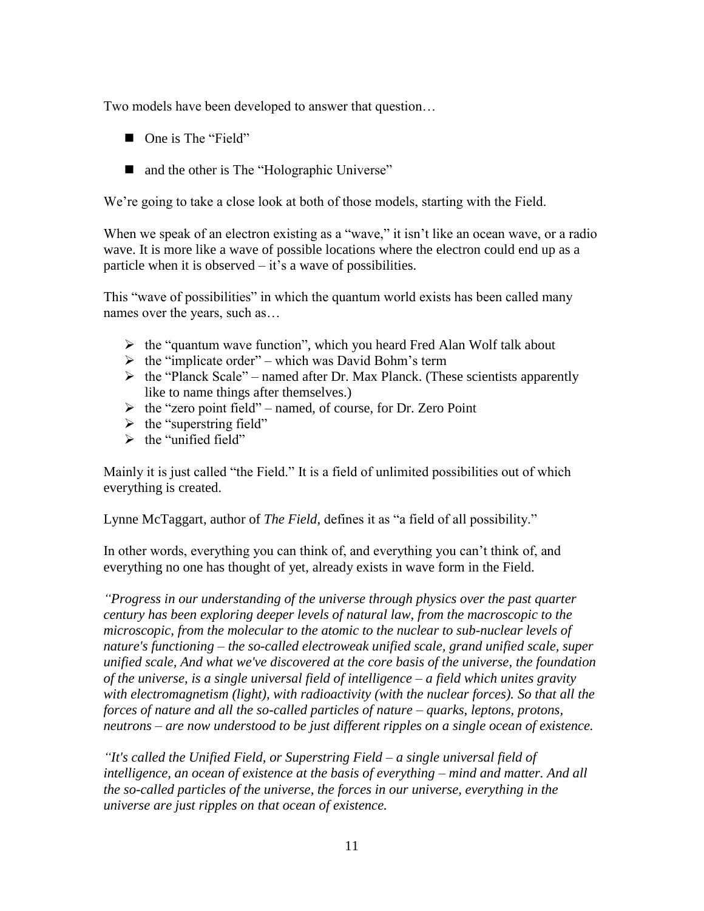Two models have been developed to answer that question…

- One is The "Field"
- and the other is The "Holographic Universe"

We're going to take a close look at both of those models, starting with the Field.

When we speak of an electron existing as a "wave," it isn't like an ocean wave, or a radio wave. It is more like a wave of possible locations where the electron could end up as a particle when it is observed – it's a wave of possibilities.

This "wave of possibilities" in which the quantum world exists has been called many names over the years, such as…

- the "quantum wave function", which you heard Fred Alan Wolf talk about
- the "implicate order" – which was David Bohm's term
- the "Planck Scale" – named after Dr. Max Planck. (These scientists apparently like to name things after themselves.)
- the "zero point field" – named, of course, for Dr. Zero Point
- the "superstring field"
- the "unified field"

Mainly it is just called "the Field." It is a field of unlimited possibilities out of which everything is created.

Lynne McTaggart, author of *The Field*, defines it as "a field of all possibility."

In other words, everything you can think of, and everything you can't think of, and everything no one has thought of yet, already exists in wave form in the Field.

*"Progress in our understanding of the universe through physics over the past quarter century has been exploring deeper levels of natural law, from the macroscopic to the microscopic, from the molecular to the atomic to the nuclear to sub-nuclear levels of nature's functioning – the so-called electroweak unified scale, grand unified scale, super unified scale, And what we've discovered at the core basis of the universe, the foundation of the universe, is a single universal field of intelligence – a field which unites gravity with electromagnetism (light), with radioactivity (with the nuclear forces). So that all the forces of nature and all the so-called particles of nature – quarks, leptons, protons, neutrons – are now understood to be just different ripples on a single ocean of existence.*

*"It's called the Unified Field, or Superstring Field – a single universal field of intelligence, an ocean of existence at the basis of everything – mind and matter. And all the so-called particles of the universe, the forces in our universe, everything in the universe are just ripples on that ocean of existence.*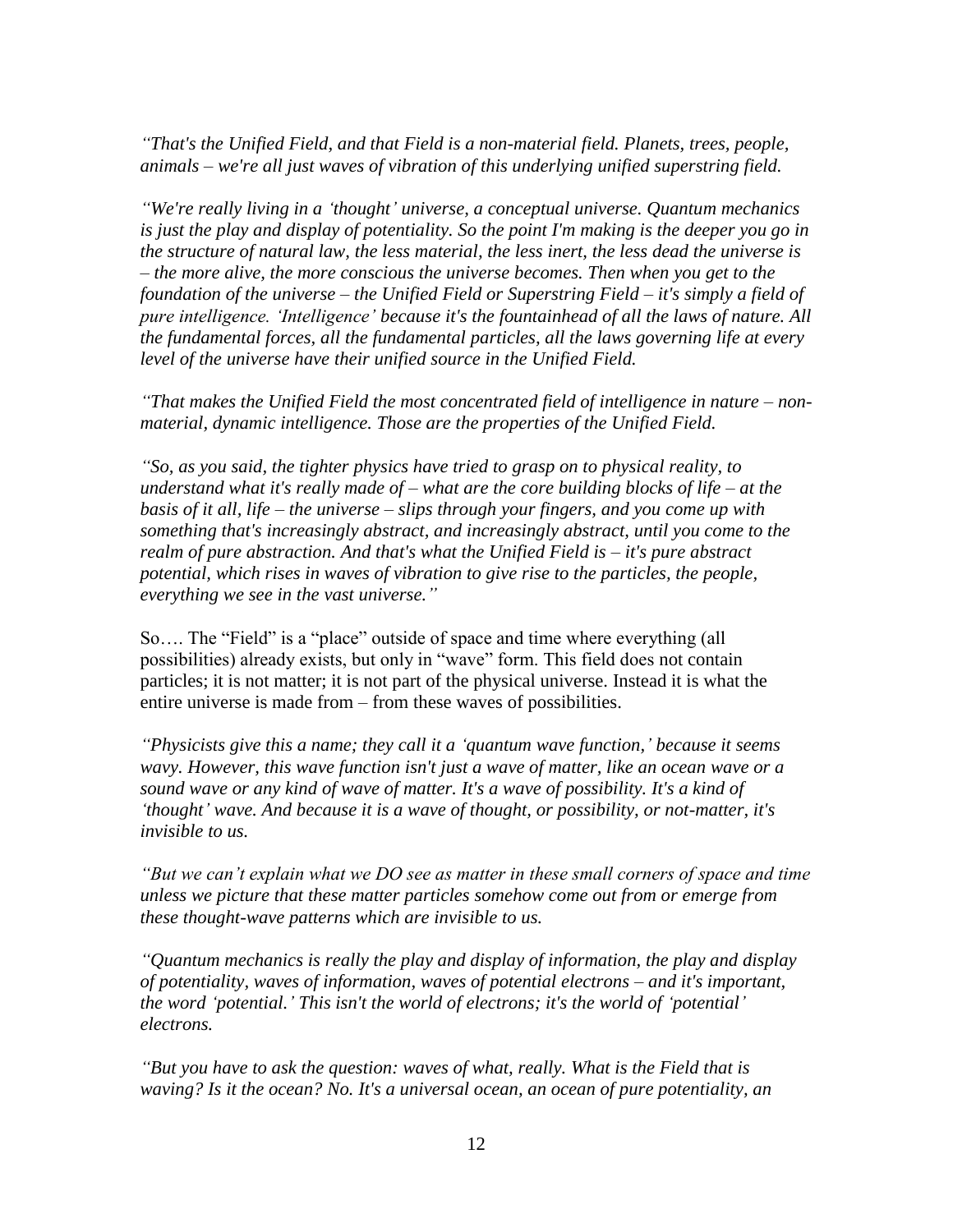*"That's the Unified Field, and that Field is a non-material field. Planets, trees, people, animals – we're all just waves of vibration of this underlying unified superstring field.*

*"We're really living in a 'thought' universe, a conceptual universe. Quantum mechanics is just the play and display of potentiality. So the point I'm making is the deeper you go in the structure of natural law, the less material, the less inert, the less dead the universe is – the more alive, the more conscious the universe becomes. Then when you get to the foundation of the universe – the Unified Field or Superstring Field – it's simply a field of pure intelligence. 'Intelligence' because it's the fountainhead of all the laws of nature. All the fundamental forces, all the fundamental particles, all the laws governing life at every level of the universe have their unified source in the Unified Field.*

*"That makes the Unified Field the most concentrated field of intelligence in nature – non-material, dynamic intelligence. Those are the properties of the Unified Field.*

*"So, as you said, the tighter physics have tried to grasp on to physical reality, to understand what it's really made of – what are the core building blocks of life – at the basis of it all, life – the universe – slips through your fingers, and you come up with something that's increasingly abstract, and increasingly abstract, until you come to the realm of pure abstraction. And that's what the Unified Field is – it's pure abstract potential, which rises in waves of vibration to give rise to the particles, the people, everything we see in the vast universe."*

So…. The "Field" is a "place" outside of space and time where everything (all possibilities) already exists, but only in "wave" form. This field does not contain particles; it is not matter; it is not part of the physical universe. Instead it is what the entire universe is made from – from these waves of possibilities.

*"Physicists give this a name; they call it a 'quantum wave function,' because it seems wavy. However, this wave function isn't just a wave of matter, like an ocean wave or a sound wave or any kind of wave of matter. It's a wave of possibility. It's a kind of 'thought' wave. And because it is a wave of thought, or possibility, or not-matter, it's invisible to us.*

*"But we can't explain what we DO see as matter in these small corners of space and time unless we picture that these matter particles somehow come out from or emerge from these thought-wave patterns which are invisible to us.*

*"Quantum mechanics is really the play and display of information, the play and display of potentiality, waves of information, waves of potential electrons – and it's important, the word 'potential.' This isn't the world of electrons; it's the world of 'potential' electrons.*

*"But you have to ask the question: waves of what, really. What is the Field that is waving? Is it the ocean? No. It's a universal ocean, an ocean of pure potentiality, an*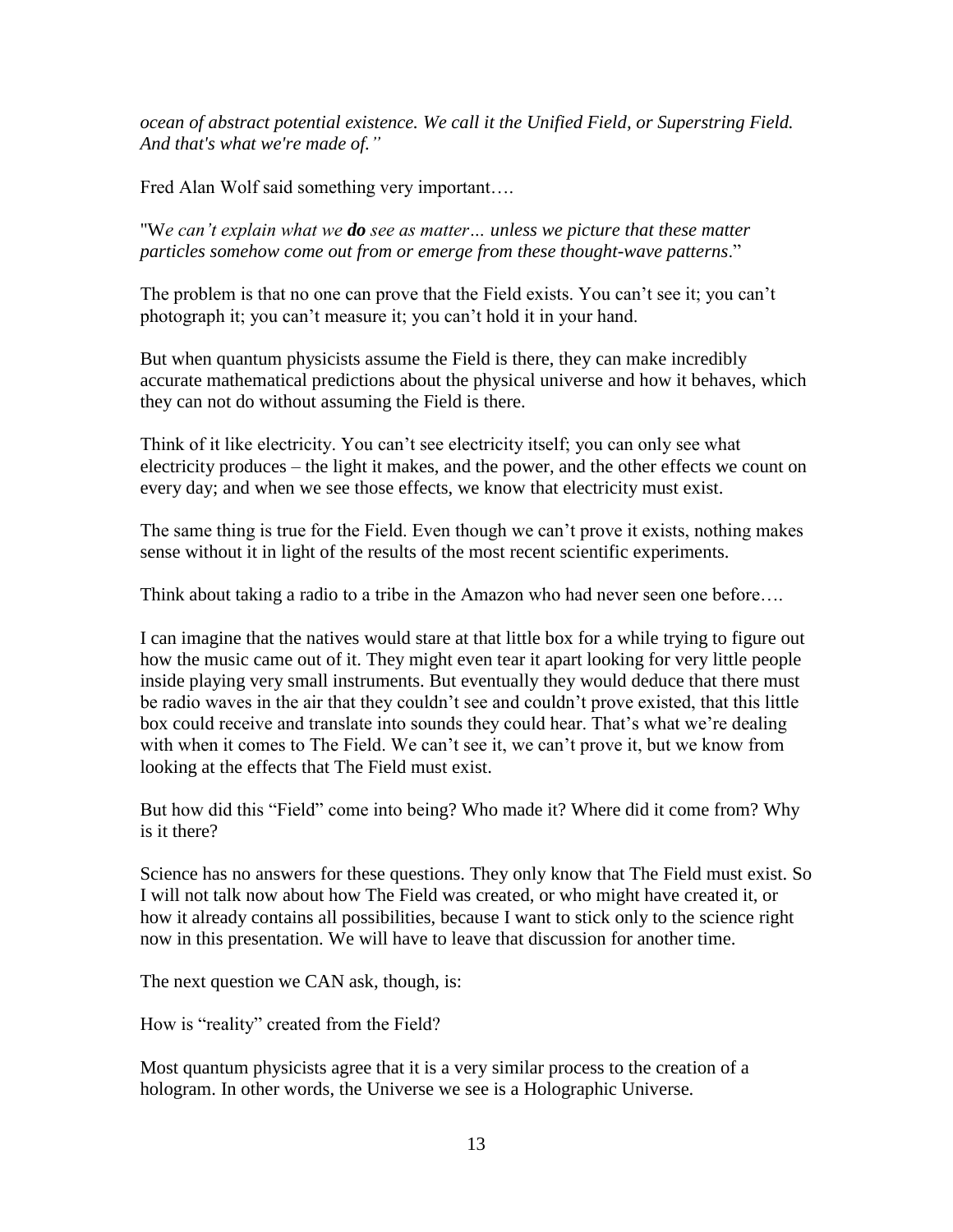*ocean of abstract potential existence. We call it the Unified Field, or Superstring Field. And that's what we're made of."*

Fred Alan Wolf said something very important….

"W*e can't explain what we* ***do*** *see as matter… unless we picture that these matter particles somehow come out from or emerge from these thought-wave patterns*."

The problem is that no one can prove that the Field exists. You can't see it; you can't photograph it; you can't measure it; you can't hold it in your hand.

But when quantum physicists assume the Field is there, they can make incredibly accurate mathematical predictions about the physical universe and how it behaves, which they can not do without assuming the Field is there.

Think of it like electricity. You can't see electricity itself; you can only see what electricity produces – the light it makes, and the power, and the other effects we count on every day; and when we see those effects, we know that electricity must exist.

The same thing is true for the Field. Even though we can't prove it exists, nothing makes sense without it in light of the results of the most recent scientific experiments.

Think about taking a radio to a tribe in the Amazon who had never seen one before….

I can imagine that the natives would stare at that little box for a while trying to figure out how the music came out of it. They might even tear it apart looking for very little people inside playing very small instruments. But eventually they would deduce that there must be radio waves in the air that they couldn't see and couldn't prove existed, that this little box could receive and translate into sounds they could hear. That's what we're dealing with when it comes to The Field. We can't see it, we can't prove it, but we know from looking at the effects that The Field must exist.

But how did this "Field" come into being? Who made it? Where did it come from? Why is it there?

Science has no answers for these questions. They only know that The Field must exist. So I will not talk now about how The Field was created, or who might have created it, or how it already contains all possibilities, because I want to stick only to the science right now in this presentation. We will have to leave that discussion for another time.

The next question we CAN ask, though, is:

How is "reality" created from the Field?

Most quantum physicists agree that it is a very similar process to the creation of a hologram. In other words, the Universe we see is a Holographic Universe.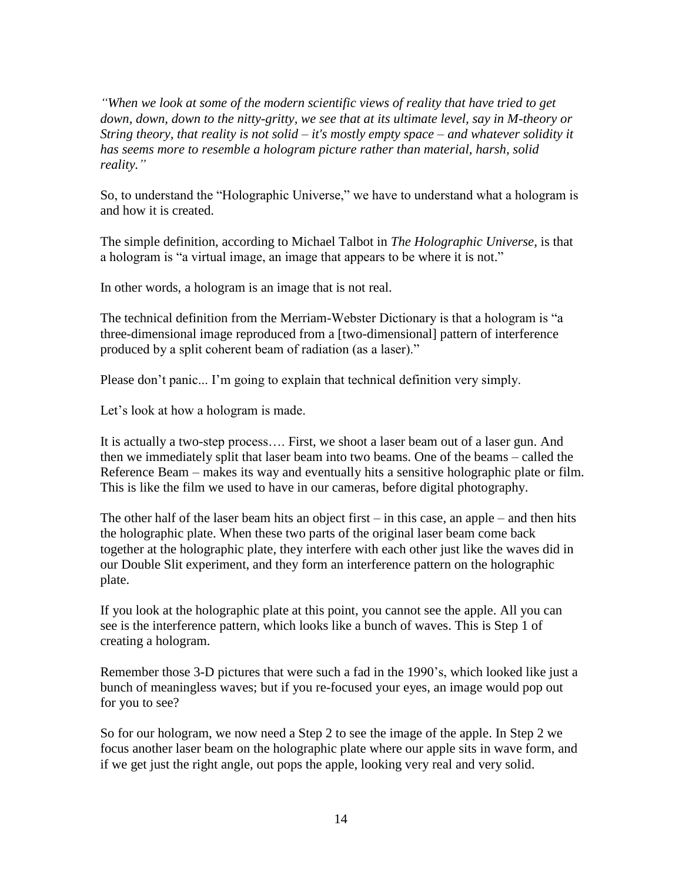*"When we look at some of the modern scientific views of reality that have tried to get down, down, down to the nitty-gritty, we see that at its ultimate level, say in M-theory or String theory, that reality is not solid – it's mostly empty space – and whatever solidity it has seems more to resemble a hologram picture rather than material, harsh, solid reality."*

So, to understand the "Holographic Universe," we have to understand what a hologram is and how it is created.

The simple definition, according to Michael Talbot in *The Holographic Universe*, is that a hologram is "a virtual image, an image that appears to be where it is not."

In other words, a hologram is an image that is not real.

The technical definition from the Merriam-Webster Dictionary is that a hologram is "a three-dimensional image reproduced from a [two-dimensional] pattern of interference produced by a split coherent beam of radiation (as a laser)."

Please don't panic... I'm going to explain that technical definition very simply.

Let's look at how a hologram is made.

It is actually a two-step process…. First, we shoot a laser beam out of a laser gun. And then we immediately split that laser beam into two beams. One of the beams – called the Reference Beam – makes its way and eventually hits a sensitive holographic plate or film. This is like the film we used to have in our cameras, before digital photography.

The other half of the laser beam hits an object first – in this case, an apple – and then hits the holographic plate. When these two parts of the original laser beam come back together at the holographic plate, they interfere with each other just like the waves did in our Double Slit experiment, and they form an interference pattern on the holographic plate.

If you look at the holographic plate at this point, you cannot see the apple. All you can see is the interference pattern, which looks like a bunch of waves. This is Step 1 of creating a hologram.

Remember those 3-D pictures that were such a fad in the 1990's, which looked like just a bunch of meaningless waves; but if you re-focused your eyes, an image would pop out for you to see?

So for our hologram, we now need a Step 2 to see the image of the apple. In Step 2 we focus another laser beam on the holographic plate where our apple sits in wave form, and if we get just the right angle, out pops the apple, looking very real and very solid.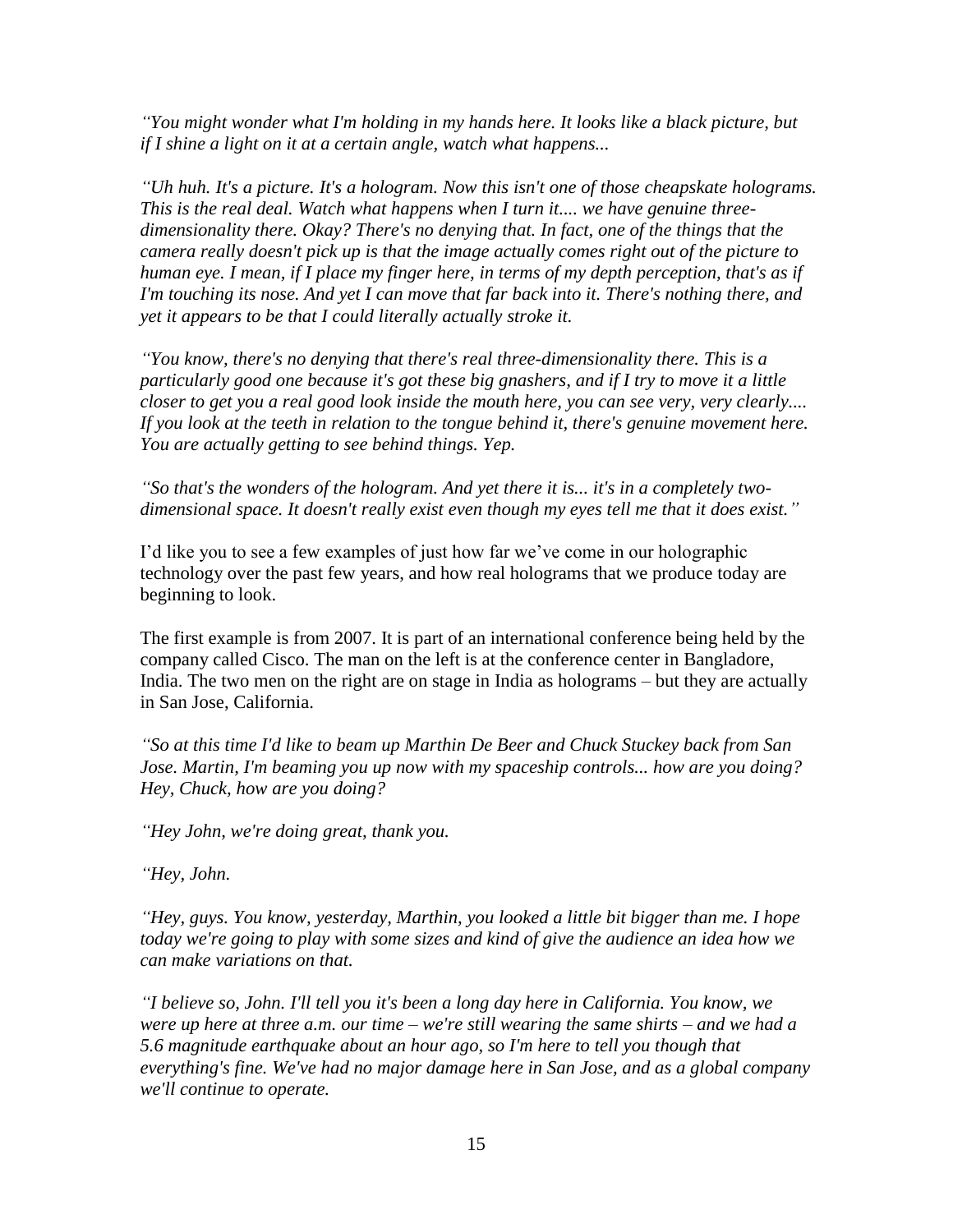*"You might wonder what I'm holding in my hands here. It looks like a black picture, but if I shine a light on it at a certain angle, watch what happens...*

*"Uh huh. It's a picture. It's a hologram. Now this isn't one of those cheapskate holograms. This is the real deal. Watch what happens when I turn it.... we have genuine three-dimensionality there. Okay? There's no denying that. In fact, one of the things that the camera really doesn't pick up is that the image actually comes right out of the picture to human eye. I mean, if I place my finger here, in terms of my depth perception, that's as if I'm touching its nose. And yet I can move that far back into it. There's nothing there, and yet it appears to be that I could literally actually stroke it.*

*"You know, there's no denying that there's real three-dimensionality there. This is a particularly good one because it's got these big gnashers, and if I try to move it a little closer to get you a real good look inside the mouth here, you can see very, very clearly.... If you look at the teeth in relation to the tongue behind it, there's genuine movement here. You are actually getting to see behind things. Yep.*

*"So that's the wonders of the hologram. And yet there it is... it's in a completely two-dimensional space. It doesn't really exist even though my eyes tell me that it does exist."*

I'd like you to see a few examples of just how far we've come in our holographic technology over the past few years, and how real holograms that we produce today are beginning to look.

The first example is from 2007. It is part of an international conference being held by the company called Cisco. The man on the left is at the conference center in Bangladore, India. The two men on the right are on stage in India as holograms – but they are actually in San Jose, California.

*"So at this time I'd like to beam up Marthin De Beer and Chuck Stuckey back from San Jose. Martin, I'm beaming you up now with my spaceship controls... how are you doing? Hey, Chuck, how are you doing?*

*"Hey John, we're doing great, thank you.*

*"Hey, John.*

*"Hey, guys. You know, yesterday, Marthin, you looked a little bit bigger than me. I hope today we're going to play with some sizes and kind of give the audience an idea how we can make variations on that.*

*"I believe so, John. I'll tell you it's been a long day here in California. You know, we were up here at three a.m. our time – we're still wearing the same shirts – and we had a 5.6 magnitude earthquake about an hour ago, so I'm here to tell you though that everything's fine. We've had no major damage here in San Jose, and as a global company we'll continue to operate.*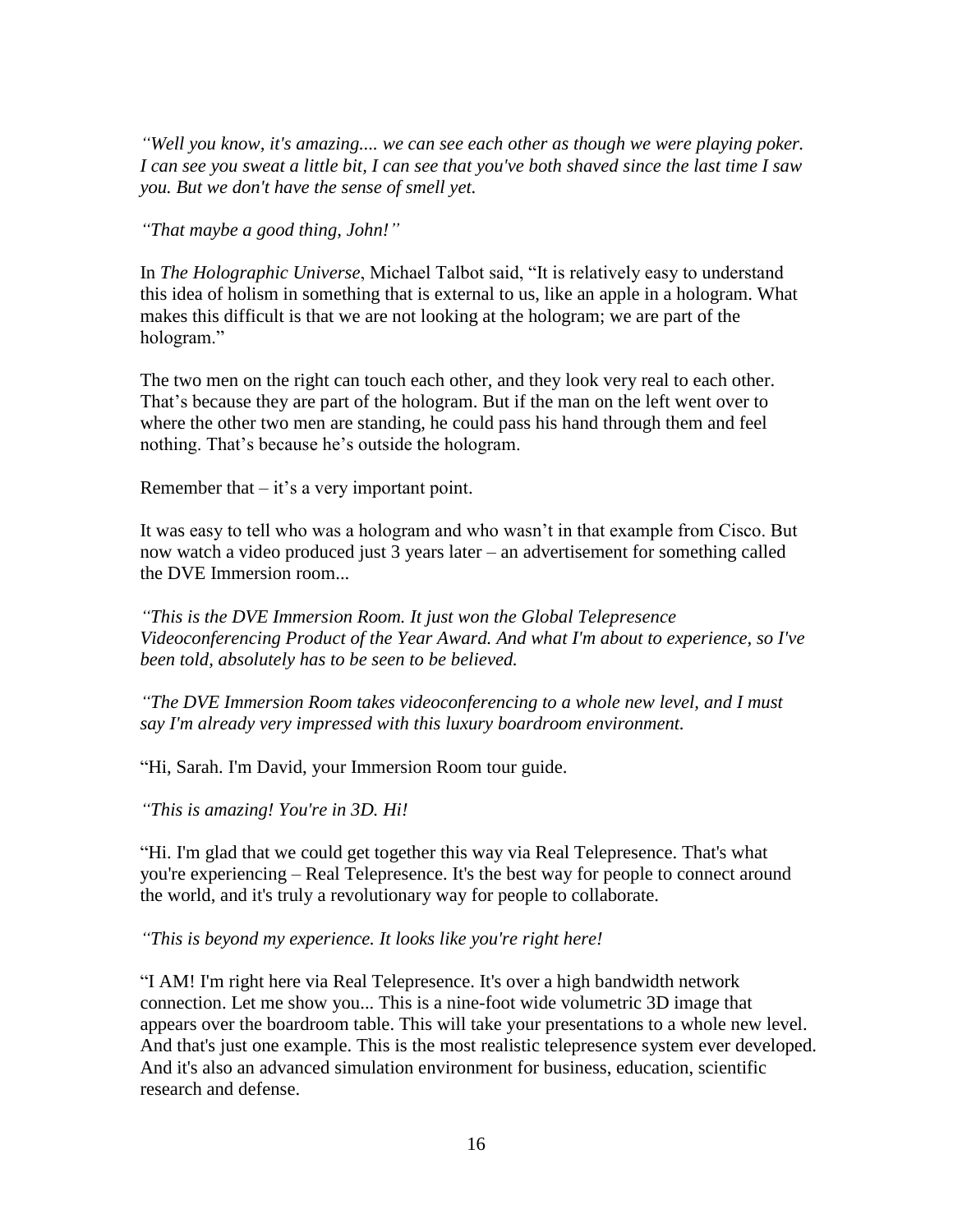*“Well you know, it's amazing.... we can see each other as though we were playing poker. I can see you sweat a little bit, I can see that you've both shaved since the last time I saw you. But we don't have the sense of smell yet.*

*“That maybe a good thing, John!”*

In *The Holographic Universe*, Michael Talbot said, “It is relatively easy to understand this idea of holism in something that is external to us, like an apple in a hologram. What makes this difficult is that we are not looking at the hologram; we are part of the hologram.”

The two men on the right can touch each other, and they look very real to each other. That’s because they are part of the hologram. But if the man on the left went over to where the other two men are standing, he could pass his hand through them and feel nothing. That’s because he’s outside the hologram.

Remember that – it’s a very important point.

It was easy to tell who was a hologram and who wasn’t in that example from Cisco. But now watch a video produced just 3 years later – an advertisement for something called the DVE Immersion room...

*“This is the DVE Immersion Room. It just won the Global Telepresence Videoconferencing Product of the Year Award. And what I'm about to experience, so I've been told, absolutely has to be seen to be believed.*

*“The DVE Immersion Room takes videoconferencing to a whole new level, and I must say I'm already very impressed with this luxury boardroom environment.*

“Hi, Sarah. I'm David, your Immersion Room tour guide.

*“This is amazing! You're in 3D. Hi!*

“Hi. I'm glad that we could get together this way via Real Telepresence. That's what you're experiencing – Real Telepresence. It's the best way for people to connect around the world, and it's truly a revolutionary way for people to collaborate.

*“This is beyond my experience. It looks like you're right here!*

“I AM! I'm right here via Real Telepresence. It's over a high bandwidth network connection. Let me show you... This is a nine-foot wide volumetric 3D image that appears over the boardroom table. This will take your presentations to a whole new level. And that's just one example. This is the most realistic telepresence system ever developed. And it's also an advanced simulation environment for business, education, scientific research and defense.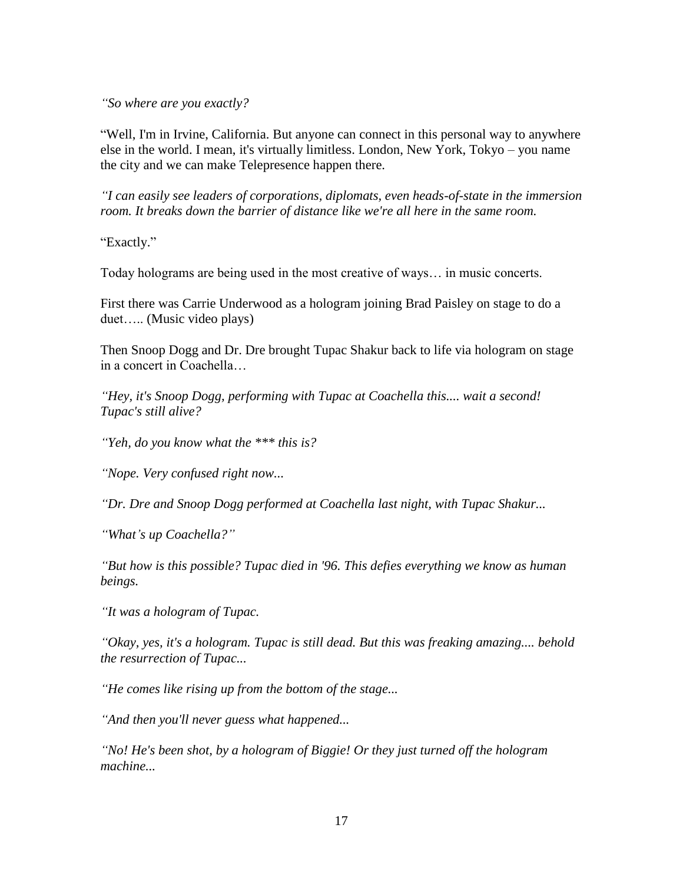*"So where are you exactly?*

"Well, I'm in Irvine, California. But anyone can connect in this personal way to anywhere else in the world. I mean, it's virtually limitless. London, New York, Tokyo – you name the city and we can make Telepresence happen there.

*"I can easily see leaders of corporations, diplomats, even heads-of-state in the immersion room. It breaks down the barrier of distance like we're all here in the same room.*

"Exactly."

Today holograms are being used in the most creative of ways… in music concerts.

First there was Carrie Underwood as a hologram joining Brad Paisley on stage to do a duet….. (Music video plays)

Then Snoop Dogg and Dr. Dre brought Tupac Shakur back to life via hologram on stage in a concert in Coachella…

*"Hey, it's Snoop Dogg, performing with Tupac at Coachella this.... wait a second! Tupac's still alive?*

*"Yeh, do you know what the \*\*\* this is?*

*"Nope. Very confused right now...*

*"Dr. Dre and Snoop Dogg performed at Coachella last night, with Tupac Shakur...*

*"What's up Coachella?"*

*"But how is this possible? Tupac died in '96. This defies everything we know as human beings.*

*"It was a hologram of Tupac.*

*"Okay, yes, it's a hologram. Tupac is still dead. But this was freaking amazing.... behold the resurrection of Tupac...*

*"He comes like rising up from the bottom of the stage...*

*"And then you'll never guess what happened...*

*"No! He's been shot, by a hologram of Biggie! Or they just turned off the hologram machine...*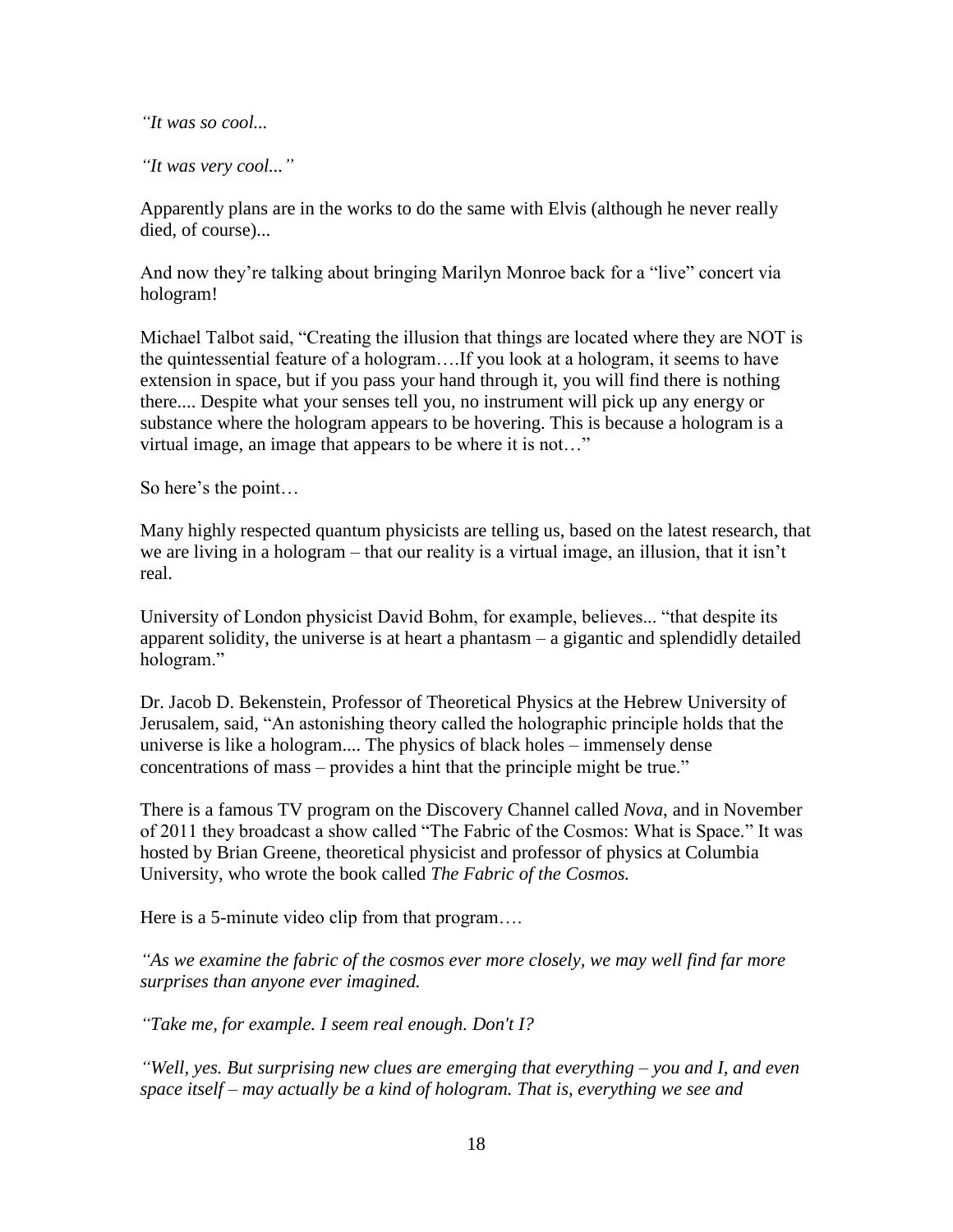*"It was so cool...*

*"It was very cool..."*

Apparently plans are in the works to do the same with Elvis (although he never really died, of course)...

And now they're talking about bringing Marilyn Monroe back for a "live" concert via hologram!

Michael Talbot said, "Creating the illusion that things are located where they are NOT is the quintessential feature of a hologram….If you look at a hologram, it seems to have extension in space, but if you pass your hand through it, you will find there is nothing there.... Despite what your senses tell you, no instrument will pick up any energy or substance where the hologram appears to be hovering. This is because a hologram is a virtual image, an image that appears to be where it is not…"

So here's the point…

Many highly respected quantum physicists are telling us, based on the latest research, that we are living in a hologram – that our reality is a virtual image, an illusion, that it isn't real.

University of London physicist David Bohm, for example, believes... "that despite its apparent solidity, the universe is at heart a phantasm – a gigantic and splendidly detailed hologram."

Dr. Jacob D. Bekenstein, Professor of Theoretical Physics at the Hebrew University of Jerusalem, said, "An astonishing theory called the holographic principle holds that the universe is like a hologram.... The physics of black holes – immensely dense concentrations of mass – provides a hint that the principle might be true."

There is a famous TV program on the Discovery Channel called *Nova*, and in November of 2011 they broadcast a show called "The Fabric of the Cosmos: What is Space." It was hosted by Brian Greene, theoretical physicist and professor of physics at Columbia University, who wrote the book called *The Fabric of the Cosmos.*

Here is a 5-minute video clip from that program….

*"As we examine the fabric of the cosmos ever more closely, we may well find far more surprises than anyone ever imagined.*

*"Take me, for example. I seem real enough. Don't I?*

*"Well, yes. But surprising new clues are emerging that everything – you and I, and even space itself – may actually be a kind of hologram. That is, everything we see and*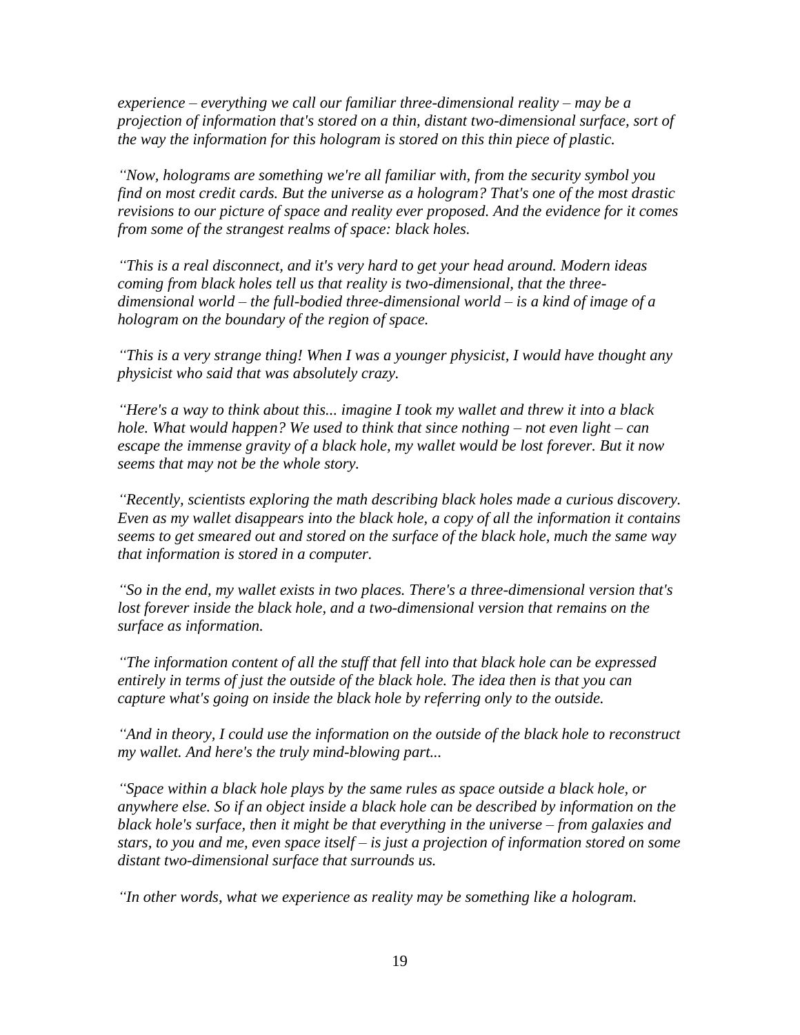*experience – everything we call our familiar three-dimensional reality – may be a projection of information that's stored on a thin, distant two-dimensional surface, sort of the way the information for this hologram is stored on this thin piece of plastic.*

*"Now, holograms are something we're all familiar with, from the security symbol you find on most credit cards. But the universe as a hologram? That's one of the most drastic revisions to our picture of space and reality ever proposed. And the evidence for it comes from some of the strangest realms of space: black holes.*

*"This is a real disconnect, and it's very hard to get your head around. Modern ideas coming from black holes tell us that reality is two-dimensional, that the three-dimensional world – the full-bodied three-dimensional world – is a kind of image of a hologram on the boundary of the region of space.*

*"This is a very strange thing! When I was a younger physicist, I would have thought any physicist who said that was absolutely crazy.*

*"Here's a way to think about this... imagine I took my wallet and threw it into a black hole. What would happen? We used to think that since nothing – not even light – can escape the immense gravity of a black hole, my wallet would be lost forever. But it now seems that may not be the whole story.*

*"Recently, scientists exploring the math describing black holes made a curious discovery. Even as my wallet disappears into the black hole, a copy of all the information it contains seems to get smeared out and stored on the surface of the black hole, much the same way that information is stored in a computer.*

*"So in the end, my wallet exists in two places. There's a three-dimensional version that's lost forever inside the black hole, and a two-dimensional version that remains on the surface as information.*

*"The information content of all the stuff that fell into that black hole can be expressed entirely in terms of just the outside of the black hole. The idea then is that you can capture what's going on inside the black hole by referring only to the outside.*

*"And in theory, I could use the information on the outside of the black hole to reconstruct my wallet. And here's the truly mind-blowing part...*

*"Space within a black hole plays by the same rules as space outside a black hole, or anywhere else. So if an object inside a black hole can be described by information on the black hole's surface, then it might be that everything in the universe – from galaxies and stars, to you and me, even space itself – is just a projection of information stored on some distant two-dimensional surface that surrounds us.*

*"In other words, what we experience as reality may be something like a hologram.*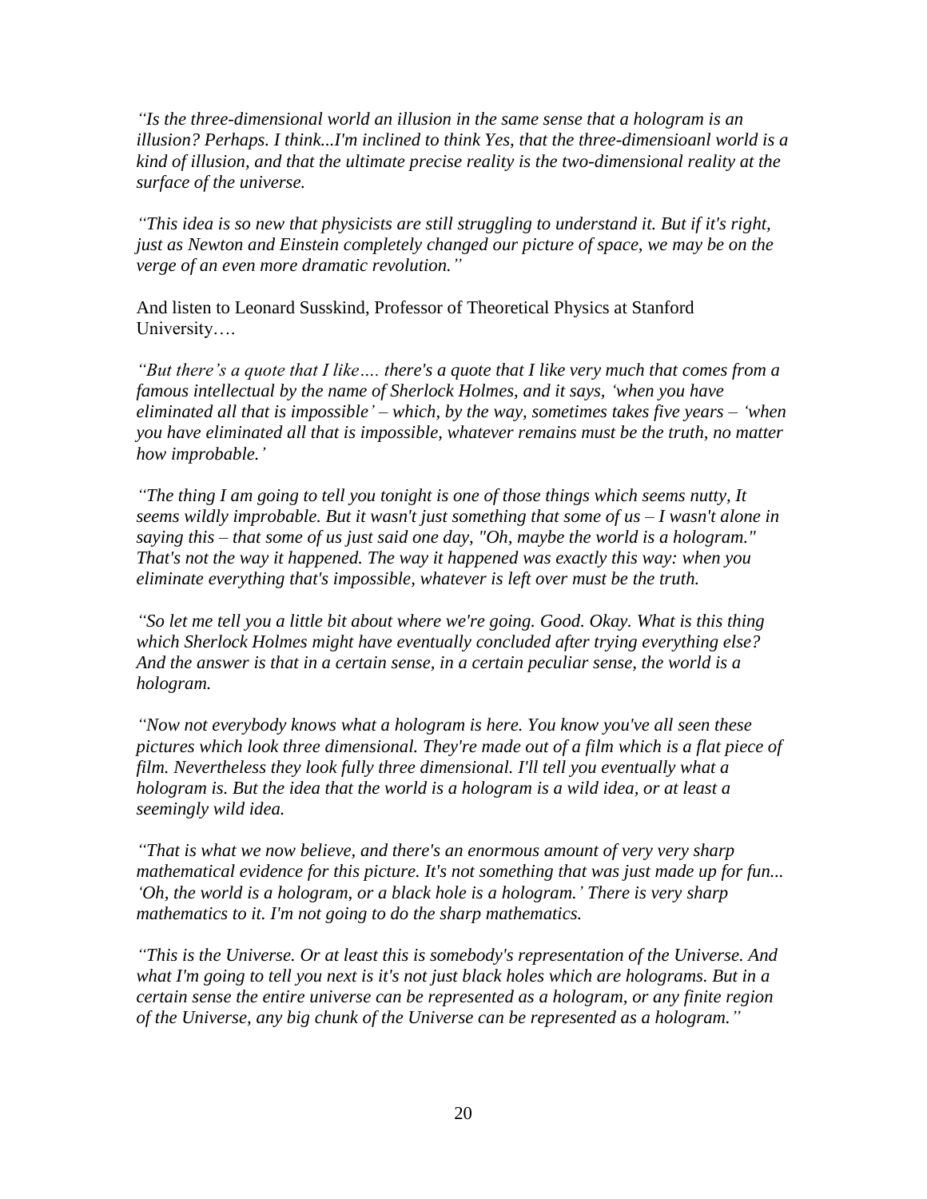*"Is the three-dimensional world an illusion in the same sense that a hologram is an illusion? Perhaps. I think...I'm inclined to think Yes, that the three-dimensioanl world is a kind of illusion, and that the ultimate precise reality is the two-dimensional reality at the surface of the universe.*

*"This idea is so new that physicists are still struggling to understand it. But if it's right, just as Newton and Einstein completely changed our picture of space, we may be on the verge of an even more dramatic revolution."*

And listen to Leonard Susskind, Professor of Theoretical Physics at Stanford University….

*"But there's a quote that I like…. there's a quote that I like very much that comes from a famous intellectual by the name of Sherlock Holmes, and it says, 'when you have eliminated all that is impossible' – which, by the way, sometimes takes five years – 'when you have eliminated all that is impossible, whatever remains must be the truth, no matter how improbable.'*

*"The thing I am going to tell you tonight is one of those things which seems nutty, It seems wildly improbable. But it wasn't just something that some of us – I wasn't alone in saying this – that some of us just said one day, "Oh, maybe the world is a hologram." That's not the way it happened. The way it happened was exactly this way: when you eliminate everything that's impossible, whatever is left over must be the truth.*

*"So let me tell you a little bit about where we're going. Good. Okay. What is this thing which Sherlock Holmes might have eventually concluded after trying everything else? And the answer is that in a certain sense, in a certain peculiar sense, the world is a hologram.*

*"Now not everybody knows what a hologram is here. You know you've all seen these pictures which look three dimensional. They're made out of a film which is a flat piece of film. Nevertheless they look fully three dimensional. I'll tell you eventually what a hologram is. But the idea that the world is a hologram is a wild idea, or at least a seemingly wild idea.*

*"That is what we now believe, and there's an enormous amount of very very sharp mathematical evidence for this picture. It's not something that was just made up for fun... 'Oh, the world is a hologram, or a black hole is a hologram.' There is very sharp mathematics to it. I'm not going to do the sharp mathematics.*

*"This is the Universe. Or at least this is somebody's representation of the Universe. And what I'm going to tell you next is it's not just black holes which are holograms. But in a certain sense the entire universe can be represented as a hologram, or any finite region of the Universe, any big chunk of the Universe can be represented as a hologram."*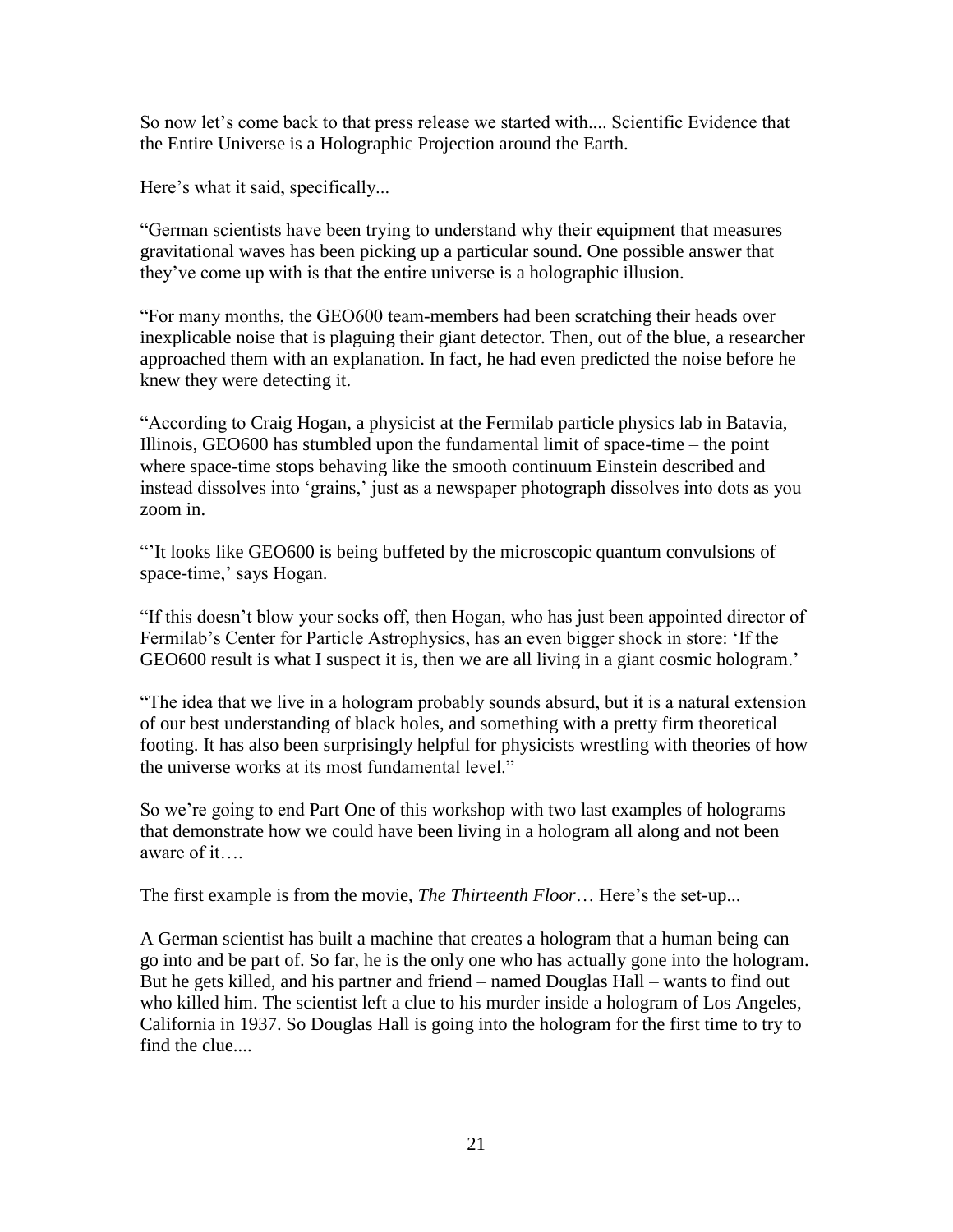So now let's come back to that press release we started with.... Scientific Evidence that the Entire Universe is a Holographic Projection around the Earth.

Here's what it said, specifically...

"German scientists have been trying to understand why their equipment that measures gravitational waves has been picking up a particular sound. One possible answer that they've come up with is that the entire universe is a holographic illusion.

"For many months, the GEO600 team-members had been scratching their heads over inexplicable noise that is plaguing their giant detector. Then, out of the blue, a researcher approached them with an explanation. In fact, he had even predicted the noise before he knew they were detecting it.

"According to Craig Hogan, a physicist at the Fermilab particle physics lab in Batavia, Illinois, GEO600 has stumbled upon the fundamental limit of space-time – the point where space-time stops behaving like the smooth continuum Einstein described and instead dissolves into 'grains,' just as a newspaper photograph dissolves into dots as you zoom in.

"'It looks like GEO600 is being buffeted by the microscopic quantum convulsions of space-time,' says Hogan.

"If this doesn't blow your socks off, then Hogan, who has just been appointed director of Fermilab's Center for Particle Astrophysics, has an even bigger shock in store: 'If the GEO600 result is what I suspect it is, then we are all living in a giant cosmic hologram.'

"The idea that we live in a hologram probably sounds absurd, but it is a natural extension of our best understanding of black holes, and something with a pretty firm theoretical footing. It has also been surprisingly helpful for physicists wrestling with theories of how the universe works at its most fundamental level."

So we're going to end Part One of this workshop with two last examples of holograms that demonstrate how we could have been living in a hologram all along and not been aware of it….

The first example is from the movie, *The Thirteenth Floor*… Here's the set-up...

A German scientist has built a machine that creates a hologram that a human being can go into and be part of. So far, he is the only one who has actually gone into the hologram. But he gets killed, and his partner and friend – named Douglas Hall – wants to find out who killed him. The scientist left a clue to his murder inside a hologram of Los Angeles, California in 1937. So Douglas Hall is going into the hologram for the first time to try to find the clue....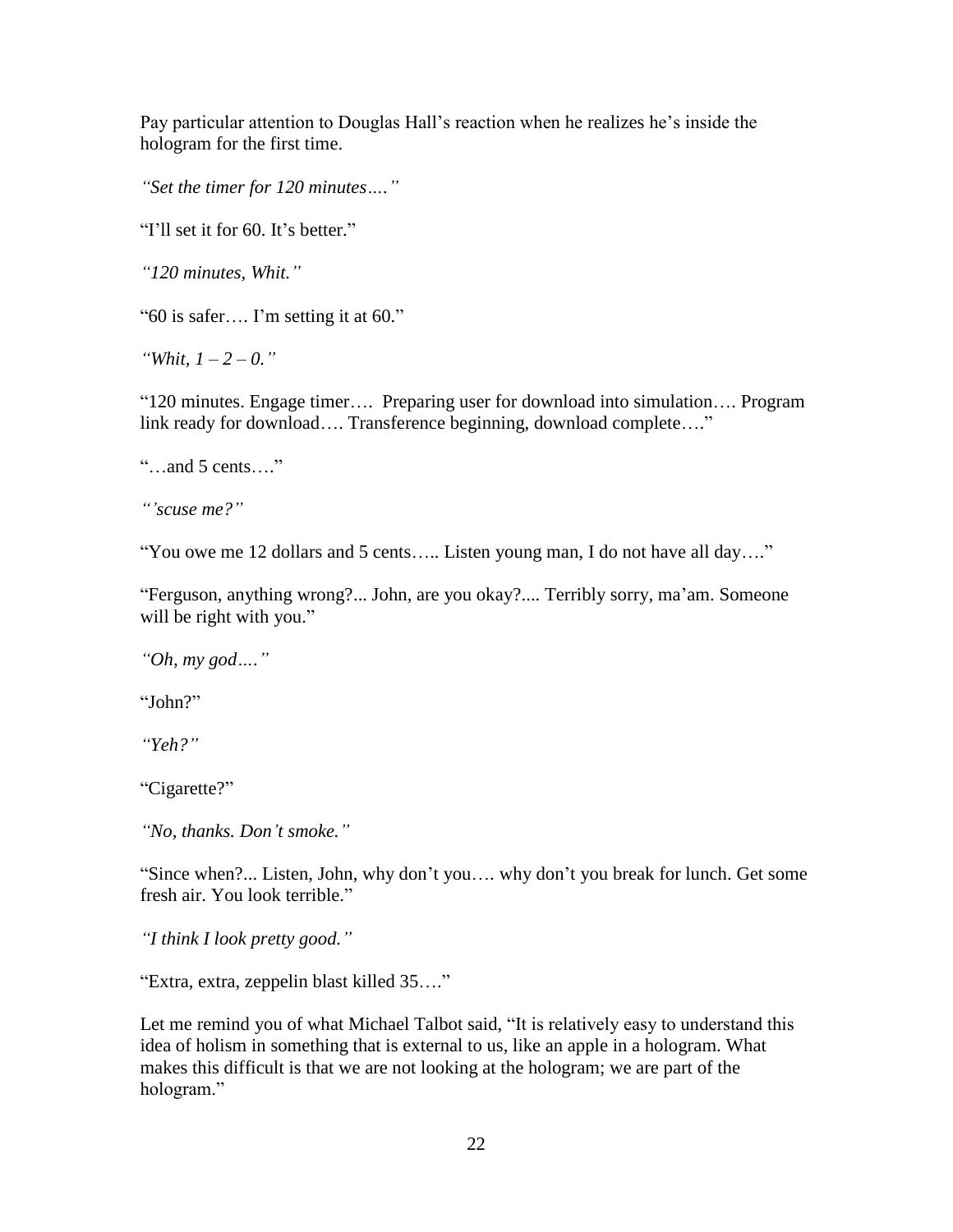Pay particular attention to Douglas Hall's reaction when he realizes he's inside the hologram for the first time.

*"Set the timer for 120 minutes…."*

"I'll set it for 60. It's better."

*"120 minutes, Whit."*

"60 is safer…. I'm setting it at 60."

*"Whit, 1 – 2 – 0."*

"120 minutes. Engage timer…. Preparing user for download into simulation…. Program link ready for download…. Transference beginning, download complete…."

"…and 5 cents…."

*"'scuse me?"*

"You owe me 12 dollars and 5 cents….. Listen young man, I do not have all day…."

"Ferguson, anything wrong?... John, are you okay?.... Terribly sorry, ma'am. Someone will be right with you."

*"Oh, my god…."*

"John?"

*"Yeh?"*

"Cigarette?"

*"No, thanks. Don't smoke."*

"Since when?... Listen, John, why don't you…. why don't you break for lunch. Get some fresh air. You look terrible."

*"I think I look pretty good."*

"Extra, extra, zeppelin blast killed 35…."

Let me remind you of what Michael Talbot said, "It is relatively easy to understand this idea of holism in something that is external to us, like an apple in a hologram. What makes this difficult is that we are not looking at the hologram; we are part of the hologram."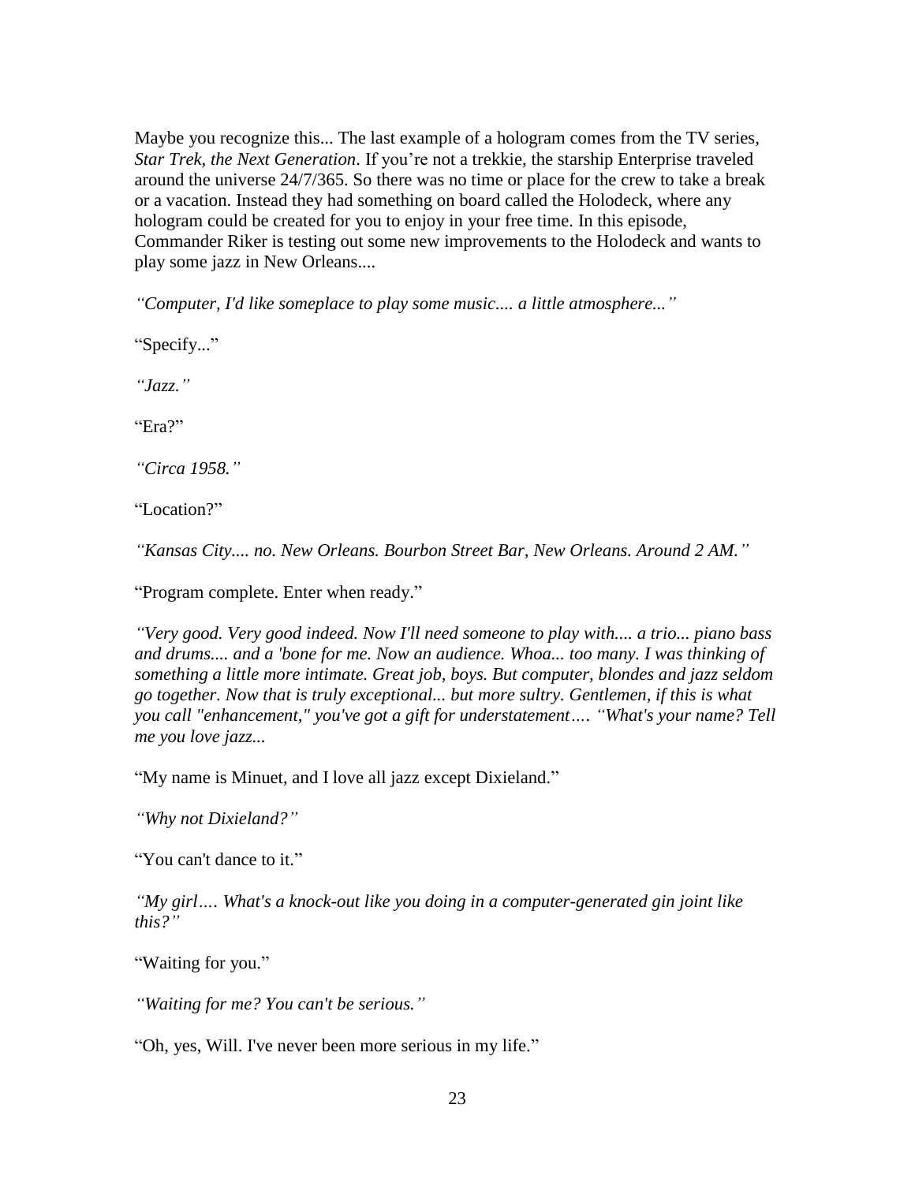Maybe you recognize this... The last example of a hologram comes from the TV series, *Star Trek, the Next Generation*. If you're not a trekkie, the starship Enterprise traveled around the universe 24/7/365. So there was no time or place for the crew to take a break or a vacation. Instead they had something on board called the Holodeck, where any hologram could be created for you to enjoy in your free time. In this episode, Commander Riker is testing out some new improvements to the Holodeck and wants to play some jazz in New Orleans....

*"Computer, I'd like someplace to play some music.... a little atmosphere..."*

"Specify..."

*"Jazz."*

"Era?"

*"Circa 1958."*

"Location?"

*"Kansas City.... no. New Orleans. Bourbon Street Bar, New Orleans. Around 2 AM."*

"Program complete. Enter when ready."

*"Very good. Very good indeed. Now I'll need someone to play with.... a trio... piano bass and drums.... and a 'bone for me. Now an audience. Whoa... too many. I was thinking of something a little more intimate. Great job, boys. But computer, blondes and jazz seldom go together. Now that is truly exceptional... but more sultry. Gentlemen, if this is what you call "enhancement," you've got a gift for understatement…. "What's your name? Tell me you love jazz...*

"My name is Minuet, and I love all jazz except Dixieland."

*"Why not Dixieland?"*

"You can't dance to it."

*"My girl…. What's a knock-out like you doing in a computer-generated gin joint like this?"*

"Waiting for you."

*"Waiting for me? You can't be serious."*

"Oh, yes, Will. I've never been more serious in my life."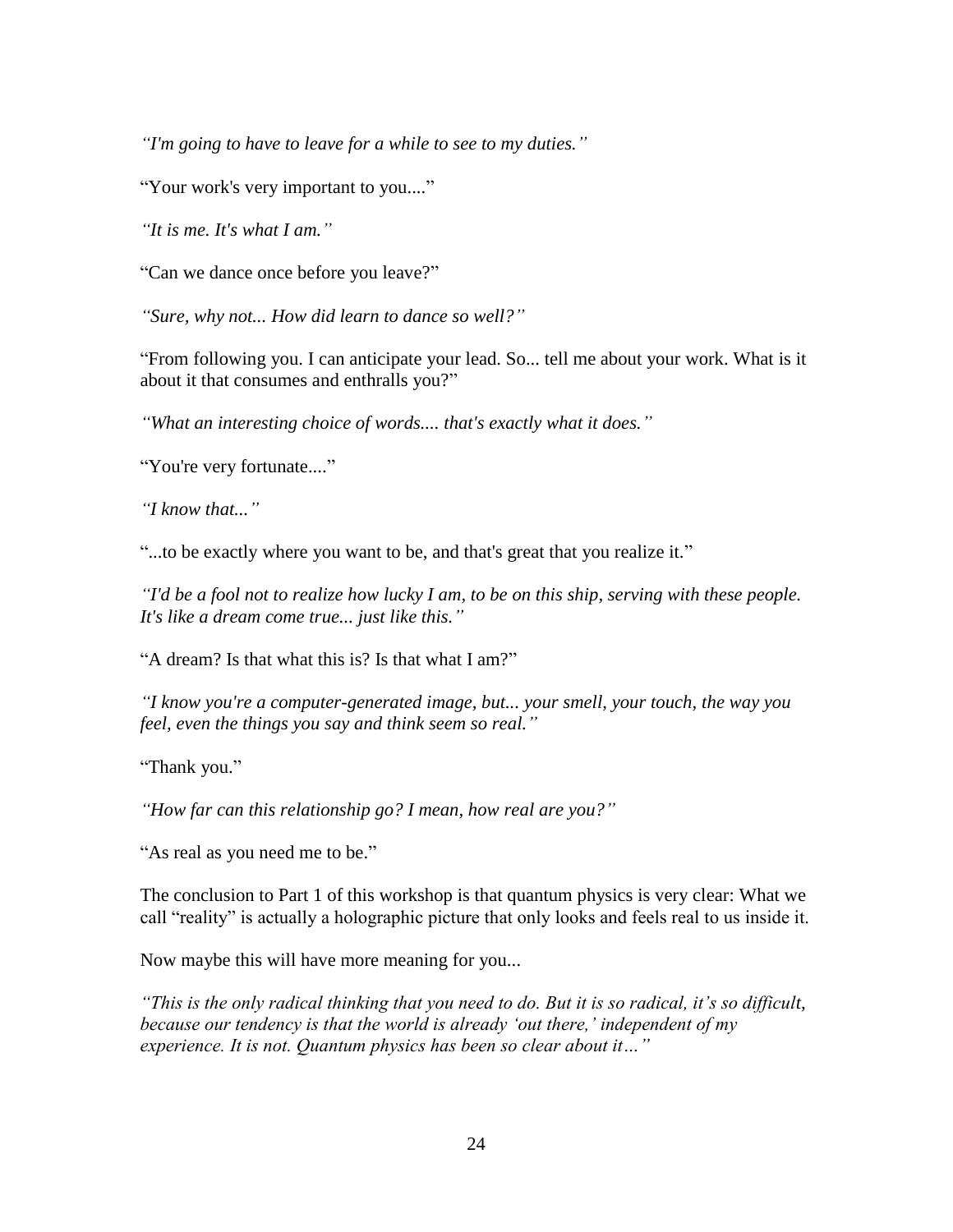*"I'm going to have to leave for a while to see to my duties."*

"Your work's very important to you...."

*"It is me. It's what I am."*

"Can we dance once before you leave?"

*"Sure, why not... How did learn to dance so well?"*

"From following you. I can anticipate your lead. So... tell me about your work. What is it about it that consumes and enthralls you?"

*"What an interesting choice of words.... that's exactly what it does."*

"You're very fortunate...."

*"I know that..."*

"...to be exactly where you want to be, and that's great that you realize it."

*"I'd be a fool not to realize how lucky I am, to be on this ship, serving with these people. It's like a dream come true... just like this."*

"A dream? Is that what this is? Is that what I am?"

*"I know you're a computer-generated image, but... your smell, your touch, the way you feel, even the things you say and think seem so real."*

"Thank you."

*"How far can this relationship go? I mean, how real are you?"*

"As real as you need me to be."

The conclusion to Part 1 of this workshop is that quantum physics is very clear: What we call "reality" is actually a holographic picture that only looks and feels real to us inside it.

Now maybe this will have more meaning for you...

*"This is the only radical thinking that you need to do. But it is so radical, it's so difficult, because our tendency is that the world is already 'out there,' independent of my experience. It is not. Quantum physics has been so clear about it…"*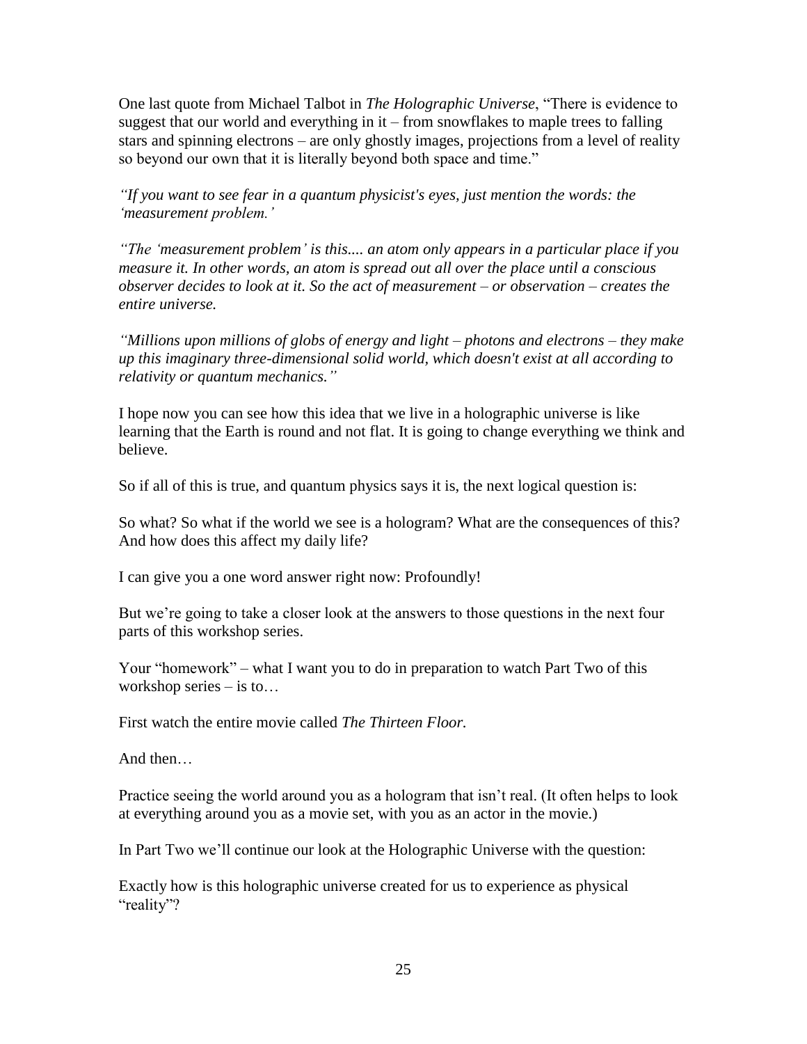One last quote from Michael Talbot in *The Holographic Universe*, "There is evidence to suggest that our world and everything in it – from snowflakes to maple trees to falling stars and spinning electrons – are only ghostly images, projections from a level of reality so beyond our own that it is literally beyond both space and time."

*"If you want to see fear in a quantum physicist's eyes, just mention the words: the 'measurement problem.'*

*"The 'measurement problem' is this.... an atom only appears in a particular place if you measure it. In other words, an atom is spread out all over the place until a conscious observer decides to look at it. So the act of measurement – or observation – creates the entire universe.*

*"Millions upon millions of globs of energy and light – photons and electrons – they make up this imaginary three-dimensional solid world, which doesn't exist at all according to relativity or quantum mechanics."*

I hope now you can see how this idea that we live in a holographic universe is like learning that the Earth is round and not flat. It is going to change everything we think and believe.

So if all of this is true, and quantum physics says it is, the next logical question is:

So what? So what if the world we see is a hologram? What are the consequences of this? And how does this affect my daily life?

I can give you a one word answer right now: Profoundly!

But we're going to take a closer look at the answers to those questions in the next four parts of this workshop series.

Your "homework" – what I want you to do in preparation to watch Part Two of this workshop series – is to…

First watch the entire movie called *The Thirteen Floor.*

And then…

Practice seeing the world around you as a hologram that isn't real. (It often helps to look at everything around you as a movie set, with you as an actor in the movie.)

In Part Two we'll continue our look at the Holographic Universe with the question:

Exactly how is this holographic universe created for us to experience as physical "reality"?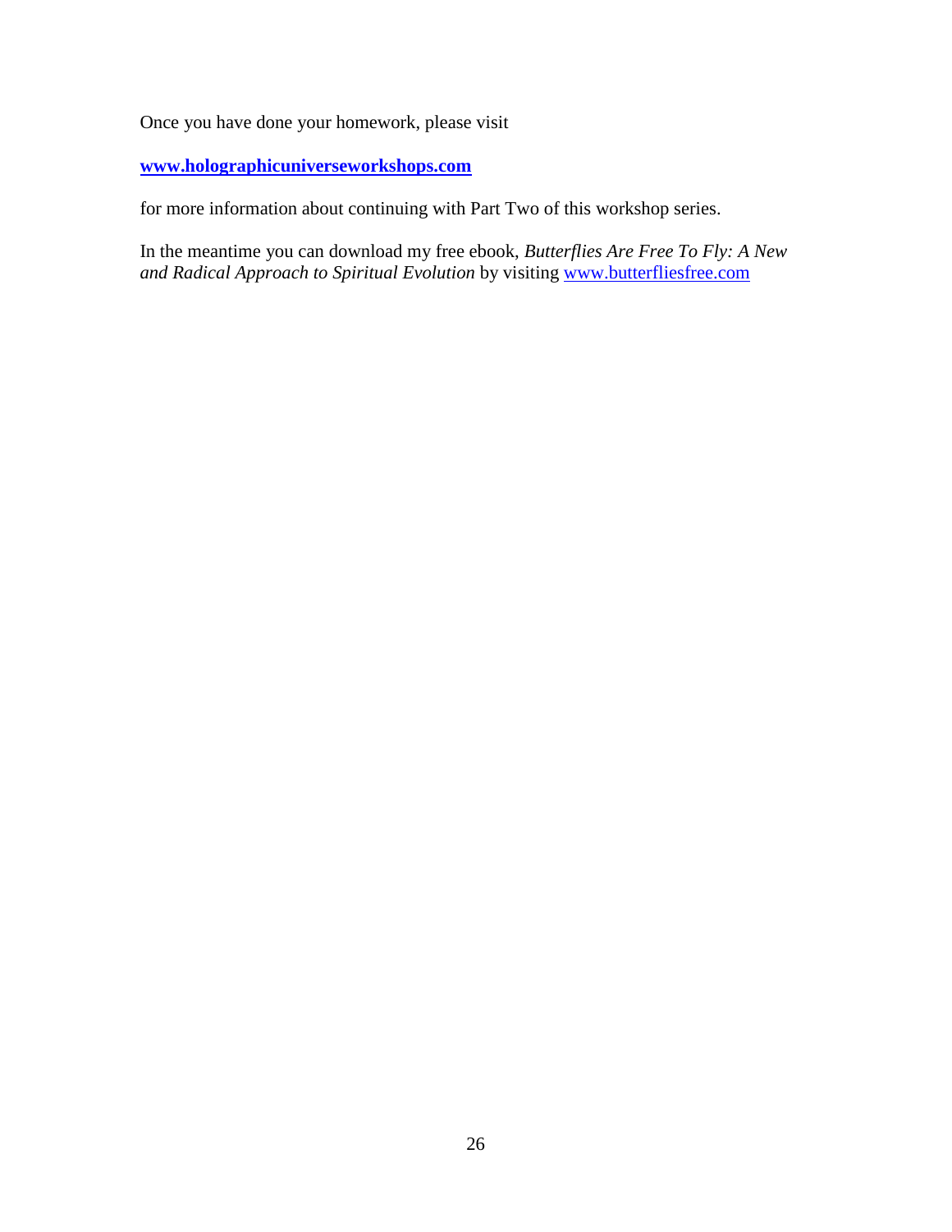Once you have done your homework, please visit

**www.holographicuniverseworkshops.com**

for more information about continuing with Part Two of this workshop series.

In the meantime you can download my free ebook, *Butterflies Are Free To Fly: A New and Radical Approach to Spiritual Evolution* by visiting www.butterfliesfree.com